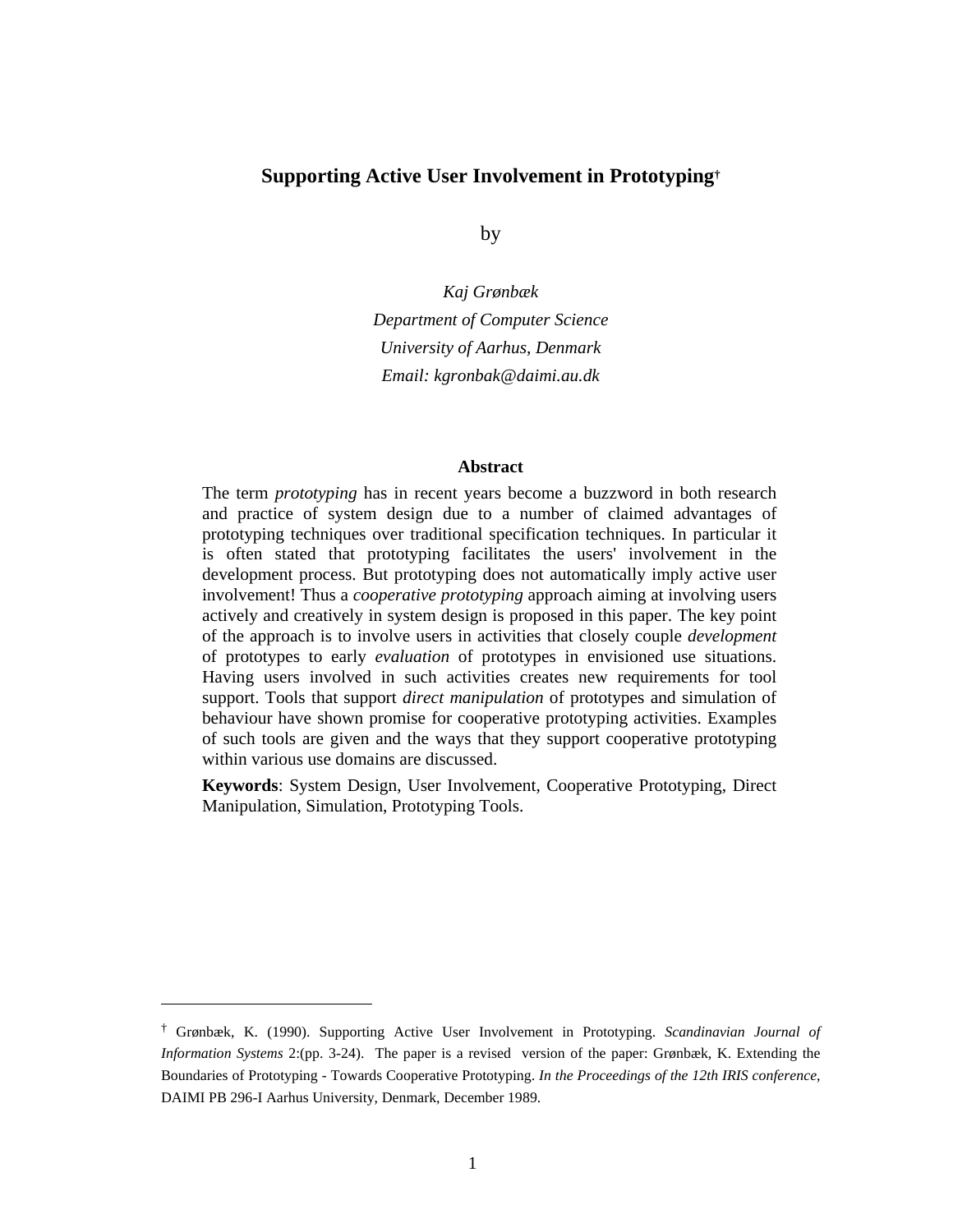# Supporting Active User Involvement in Prototyping[†]

by

*Kaj Grønbæk*
*Department of Computer Science*
*University of Aarhus, Denmark*
*Email: kgronbak@daimi.au.dk*

### Abstract

The term *prototyping* has in recent years become a buzzword in both research and practice of system design due to a number of claimed advantages of prototyping techniques over traditional specification techniques. In particular it is often stated that prototyping facilitates the users' involvement in the development process. But prototyping does not automatically imply active user involvement! Thus a *cooperative prototyping* approach aiming at involving users actively and creatively in system design is proposed in this paper. The key point of the approach is to involve users in activities that closely couple *development* of prototypes to early *evaluation* of prototypes in envisioned use situations. Having users involved in such activities creates new requirements for tool support. Tools that support *direct manipulation* of prototypes and simulation of behaviour have shown promise for cooperative prototyping activities. Examples of such tools are given and the ways that they support cooperative prototyping within various use domains are discussed.

**Keywords**: System Design, User Involvement, Cooperative Prototyping, Direct Manipulation, Simulation, Prototyping Tools.

---

[†] Grønbæk, K. (1990). Supporting Active User Involvement in Prototyping. *Scandinavian Journal of Information Systems* 2:(pp. 3-24). The paper is a revised version of the paper: Grønbæk, K. Extending the Boundaries of Prototyping - Towards Cooperative Prototyping. *In the Proceedings of the 12th IRIS conference*, DAIMI PB 296-I Aarhus University, Denmark, December 1989.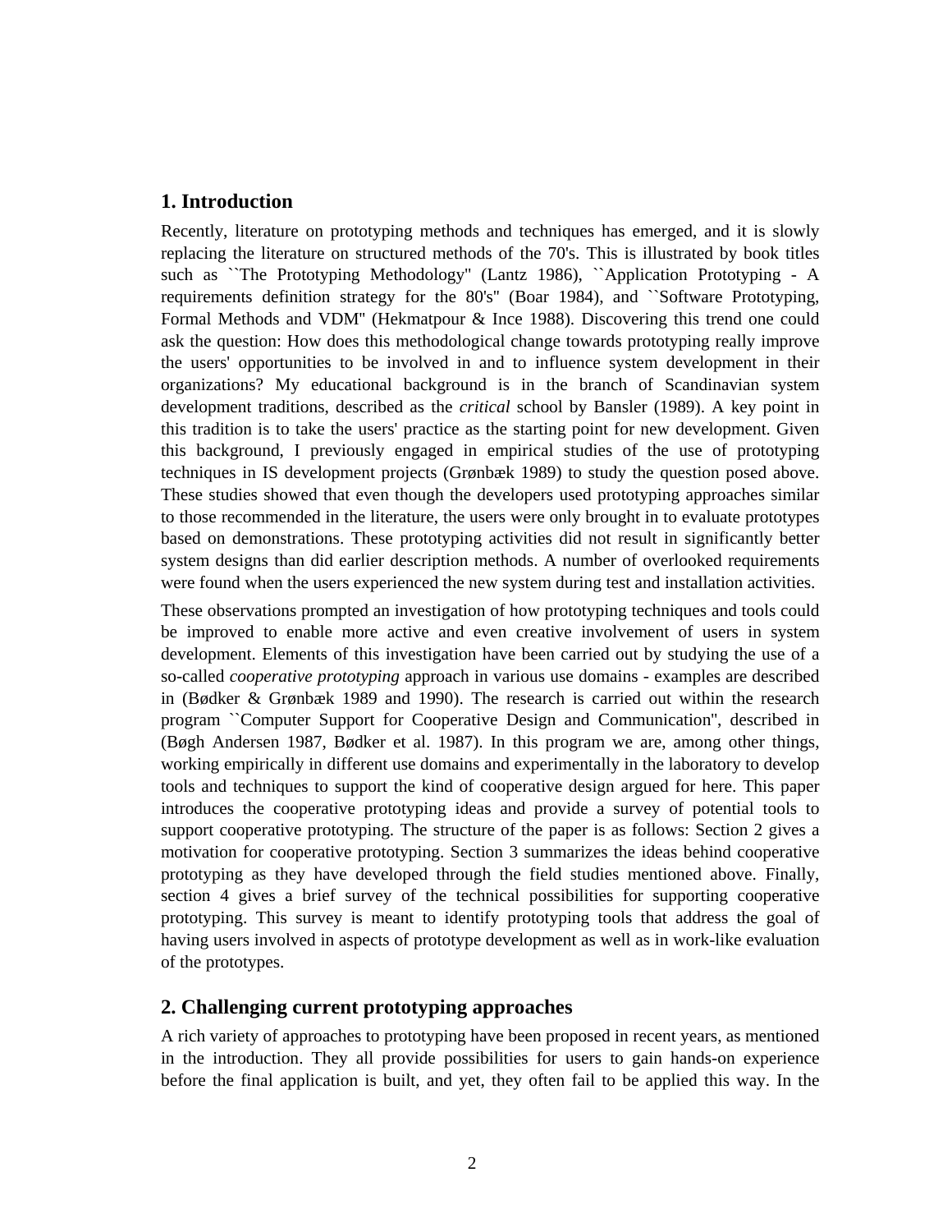## 1. Introduction

Recently, literature on prototyping methods and techniques has emerged, and it is slowly replacing the literature on structured methods of the 70's. This is illustrated by book titles such as ``The Prototyping Methodology'' (Lantz 1986), ``Application Prototyping - A requirements definition strategy for the 80's'' (Boar 1984), and ``Software Prototyping, Formal Methods and VDM'' (Hekmatpour & Ince 1988). Discovering this trend one could ask the question: How does this methodological change towards prototyping really improve the users' opportunities to be involved in and to influence system development in their organizations? My educational background is in the branch of Scandinavian system development traditions, described as the *critical* school by Bansler (1989). A key point in this tradition is to take the users' practice as the starting point for new development. Given this background, I previously engaged in empirical studies of the use of prototyping techniques in IS development projects (Grønbæk 1989) to study the question posed above. These studies showed that even though the developers used prototyping approaches similar to those recommended in the literature, the users were only brought in to evaluate prototypes based on demonstrations. These prototyping activities did not result in significantly better system designs than did earlier description methods. A number of overlooked requirements were found when the users experienced the new system during test and installation activities.

These observations prompted an investigation of how prototyping techniques and tools could be improved to enable more active and even creative involvement of users in system development. Elements of this investigation have been carried out by studying the use of a so-called *cooperative prototyping* approach in various use domains - examples are described in (Bødker & Grønbæk 1989 and 1990). The research is carried out within the research program ``Computer Support for Cooperative Design and Communication'', described in (Bøgh Andersen 1987, Bødker et al. 1987). In this program we are, among other things, working empirically in different use domains and experimentally in the laboratory to develop tools and techniques to support the kind of cooperative design argued for here. This paper introduces the cooperative prototyping ideas and provide a survey of potential tools to support cooperative prototyping. The structure of the paper is as follows: Section 2 gives a motivation for cooperative prototyping. Section 3 summarizes the ideas behind cooperative prototyping as they have developed through the field studies mentioned above. Finally, section 4 gives a brief survey of the technical possibilities for supporting cooperative prototyping. This survey is meant to identify prototyping tools that address the goal of having users involved in aspects of prototype development as well as in work-like evaluation of the prototypes.

## 2. Challenging current prototyping approaches

A rich variety of approaches to prototyping have been proposed in recent years, as mentioned in the introduction. They all provide possibilities for users to gain hands-on experience before the final application is built, and yet, they often fail to be applied this way. In the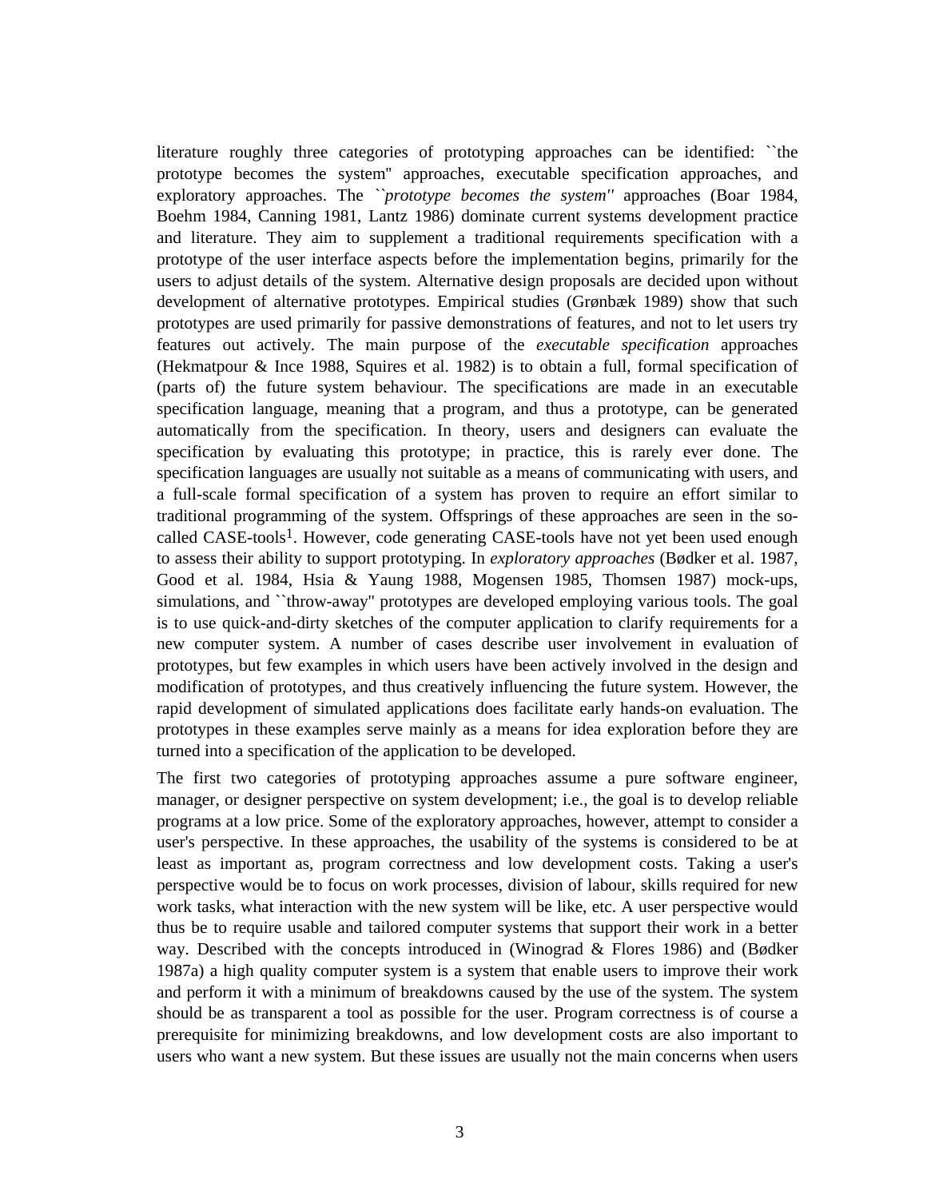literature roughly three categories of prototyping approaches can be identified: ``the prototype becomes the system'' approaches, executable specification approaches, and exploratory approaches. The *``prototype becomes the system''* approaches (Boar 1984, Boehm 1984, Canning 1981, Lantz 1986) dominate current systems development practice and literature. They aim to supplement a traditional requirements specification with a prototype of the user interface aspects before the implementation begins, primarily for the users to adjust details of the system. Alternative design proposals are decided upon without development of alternative prototypes. Empirical studies (Grønbæk 1989) show that such prototypes are used primarily for passive demonstrations of features, and not to let users try features out actively. The main purpose of the *executable specification* approaches (Hekmatpour & Ince 1988, Squires et al. 1982) is to obtain a full, formal specification of (parts of) the future system behaviour. The specifications are made in an executable specification language, meaning that a program, and thus a prototype, can be generated automatically from the specification. In theory, users and designers can evaluate the specification by evaluating this prototype; in practice, this is rarely ever done. The specification languages are usually not suitable as a means of communicating with users, and a full-scale formal specification of a system has proven to require an effort similar to traditional programming of the system. Offsprings of these approaches are seen in the so-called CASE-tools[1]. However, code generating CASE-tools have not yet been used enough to assess their ability to support prototyping. In *exploratory approaches* (Bødker et al. 1987, Good et al. 1984, Hsia & Yaung 1988, Mogensen 1985, Thomsen 1987) mock-ups, simulations, and ``throw-away'' prototypes are developed employing various tools. The goal is to use quick-and-dirty sketches of the computer application to clarify requirements for a new computer system. A number of cases describe user involvement in evaluation of prototypes, but few examples in which users have been actively involved in the design and modification of prototypes, and thus creatively influencing the future system. However, the rapid development of simulated applications does facilitate early hands-on evaluation. The prototypes in these examples serve mainly as a means for idea exploration before they are turned into a specification of the application to be developed.

The first two categories of prototyping approaches assume a pure software engineer, manager, or designer perspective on system development; i.e., the goal is to develop reliable programs at a low price. Some of the exploratory approaches, however, attempt to consider a user's perspective. In these approaches, the usability of the systems is considered to be at least as important as, program correctness and low development costs. Taking a user's perspective would be to focus on work processes, division of labour, skills required for new work tasks, what interaction with the new system will be like, etc. A user perspective would thus be to require usable and tailored computer systems that support their work in a better way. Described with the concepts introduced in (Winograd & Flores 1986) and (Bødker 1987a) a high quality computer system is a system that enable users to improve their work and perform it with a minimum of breakdowns caused by the use of the system. The system should be as transparent a tool as possible for the user. Program correctness is of course a prerequisite for minimizing breakdowns, and low development costs are also important to users who want a new system. But these issues are usually not the main concerns when users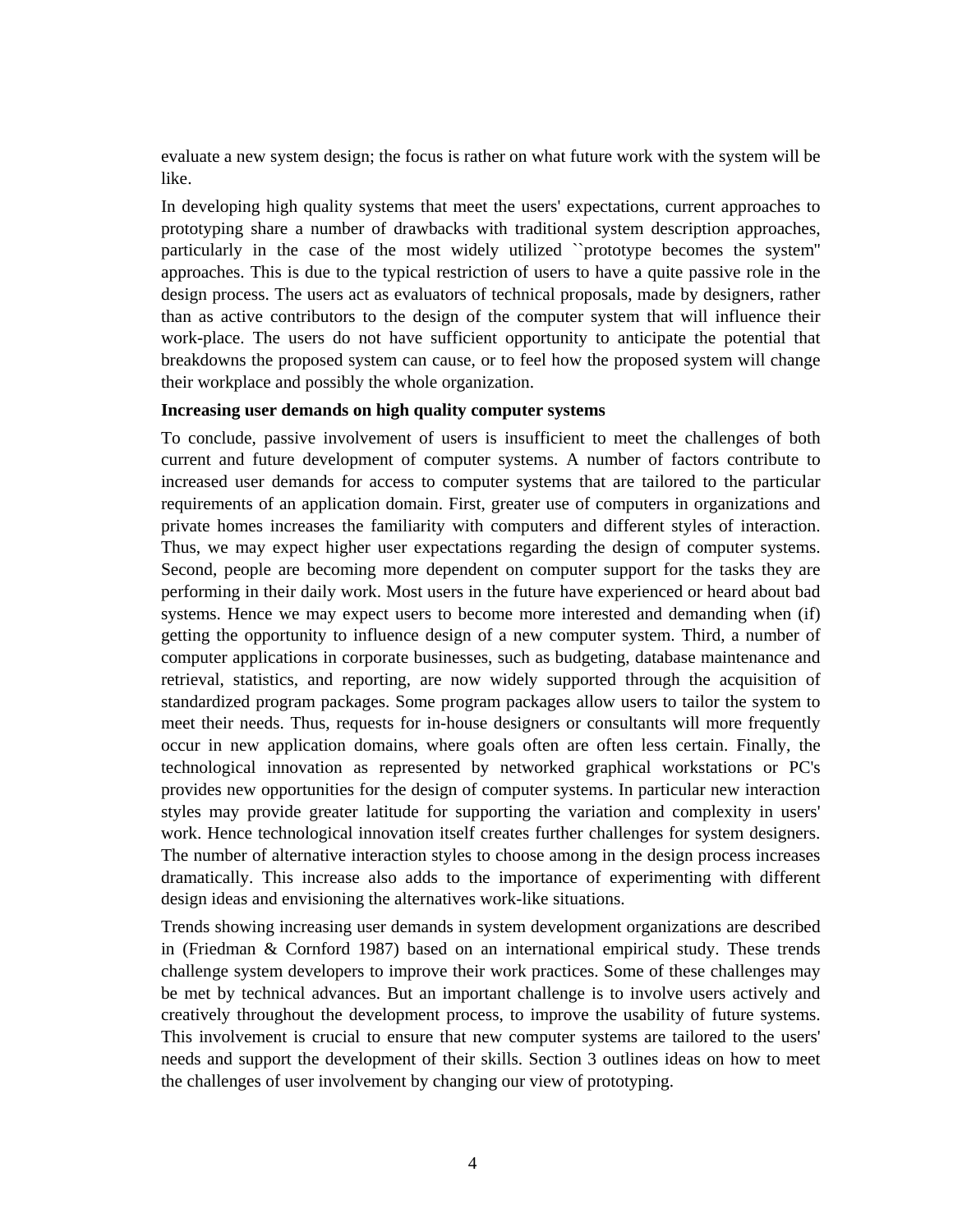evaluate a new system design; the focus is rather on what future work with the system will be like.

In developing high quality systems that meet the users' expectations, current approaches to prototyping share a number of drawbacks with traditional system description approaches, particularly in the case of the most widely utilized ``prototype becomes the system'' approaches. This is due to the typical restriction of users to have a quite passive role in the design process. The users act as evaluators of technical proposals, made by designers, rather than as active contributors to the design of the computer system that will influence their work-place. The users do not have sufficient opportunity to anticipate the potential that breakdowns the proposed system can cause, or to feel how the proposed system will change their workplace and possibly the whole organization.

**Increasing user demands on high quality computer systems**

To conclude, passive involvement of users is insufficient to meet the challenges of both current and future development of computer systems. A number of factors contribute to increased user demands for access to computer systems that are tailored to the particular requirements of an application domain. First, greater use of computers in organizations and private homes increases the familiarity with computers and different styles of interaction. Thus, we may expect higher user expectations regarding the design of computer systems. Second, people are becoming more dependent on computer support for the tasks they are performing in their daily work. Most users in the future have experienced or heard about bad systems. Hence we may expect users to become more interested and demanding when (if) getting the opportunity to influence design of a new computer system. Third, a number of computer applications in corporate businesses, such as budgeting, database maintenance and retrieval, statistics, and reporting, are now widely supported through the acquisition of standardized program packages. Some program packages allow users to tailor the system to meet their needs. Thus, requests for in-house designers or consultants will more frequently occur in new application domains, where goals often are often less certain. Finally, the technological innovation as represented by networked graphical workstations or PC's provides new opportunities for the design of computer systems. In particular new interaction styles may provide greater latitude for supporting the variation and complexity in users' work. Hence technological innovation itself creates further challenges for system designers. The number of alternative interaction styles to choose among in the design process increases dramatically. This increase also adds to the importance of experimenting with different design ideas and envisioning the alternatives work-like situations.

Trends showing increasing user demands in system development organizations are described in (Friedman & Cornford 1987) based on an international empirical study. These trends challenge system developers to improve their work practices. Some of these challenges may be met by technical advances. But an important challenge is to involve users actively and creatively throughout the development process, to improve the usability of future systems. This involvement is crucial to ensure that new computer systems are tailored to the users' needs and support the development of their skills. Section 3 outlines ideas on how to meet the challenges of user involvement by changing our view of prototyping.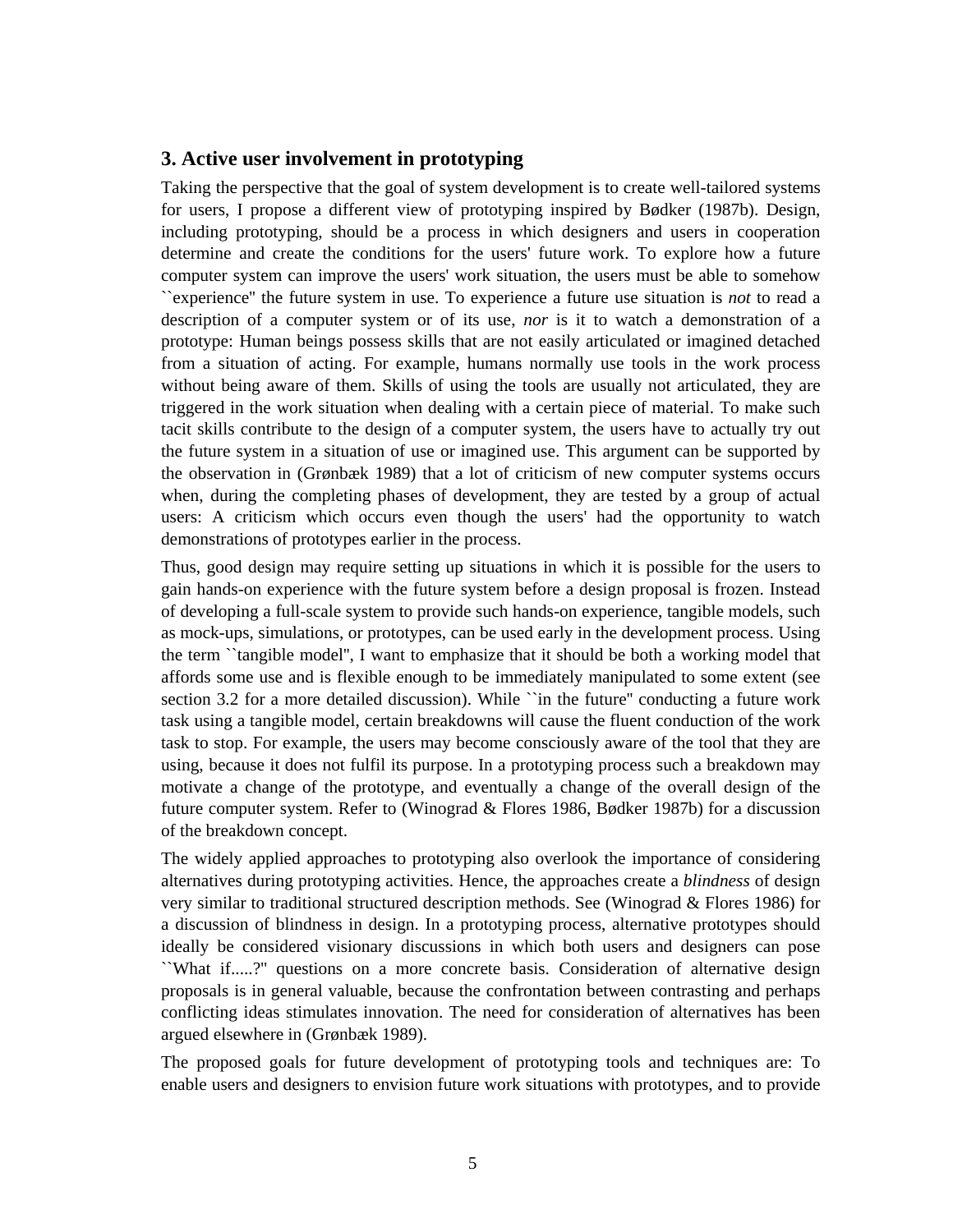## 3. Active user involvement in prototyping

Taking the perspective that the goal of system development is to create well-tailored systems for users, I propose a different view of prototyping inspired by Bødker (1987b). Design, including prototyping, should be a process in which designers and users in cooperation determine and create the conditions for the users' future work. To explore how a future computer system can improve the users' work situation, the users must be able to somehow ``experience'' the future system in use. To experience a future use situation is *not* to read a description of a computer system or of its use, *nor* is it to watch a demonstration of a prototype: Human beings possess skills that are not easily articulated or imagined detached from a situation of acting. For example, humans normally use tools in the work process without being aware of them. Skills of using the tools are usually not articulated, they are triggered in the work situation when dealing with a certain piece of material. To make such tacit skills contribute to the design of a computer system, the users have to actually try out the future system in a situation of use or imagined use. This argument can be supported by the observation in (Grønbæk 1989) that a lot of criticism of new computer systems occurs when, during the completing phases of development, they are tested by a group of actual users: A criticism which occurs even though the users' had the opportunity to watch demonstrations of prototypes earlier in the process.

Thus, good design may require setting up situations in which it is possible for the users to gain hands-on experience with the future system before a design proposal is frozen. Instead of developing a full-scale system to provide such hands-on experience, tangible models, such as mock-ups, simulations, or prototypes, can be used early in the development process. Using the term ``tangible model'', I want to emphasize that it should be both a working model that affords some use and is flexible enough to be immediately manipulated to some extent (see section 3.2 for a more detailed discussion). While ``in the future'' conducting a future work task using a tangible model, certain breakdowns will cause the fluent conduction of the work task to stop. For example, the users may become consciously aware of the tool that they are using, because it does not fulfil its purpose. In a prototyping process such a breakdown may motivate a change of the prototype, and eventually a change of the overall design of the future computer system. Refer to (Winograd & Flores 1986, Bødker 1987b) for a discussion of the breakdown concept.

The widely applied approaches to prototyping also overlook the importance of considering alternatives during prototyping activities. Hence, the approaches create a *blindness* of design very similar to traditional structured description methods. See (Winograd & Flores 1986) for a discussion of blindness in design. In a prototyping process, alternative prototypes should ideally be considered visionary discussions in which both users and designers can pose ``What if.....?'' questions on a more concrete basis. Consideration of alternative design proposals is in general valuable, because the confrontation between contrasting and perhaps conflicting ideas stimulates innovation. The need for consideration of alternatives has been argued elsewhere in (Grønbæk 1989).

The proposed goals for future development of prototyping tools and techniques are: To enable users and designers to envision future work situations with prototypes, and to provide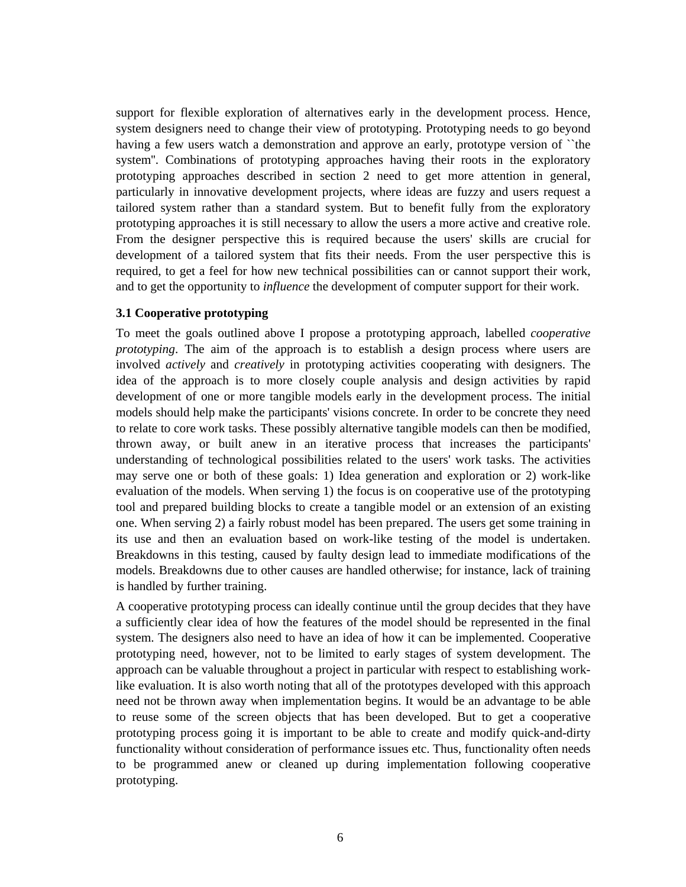support for flexible exploration of alternatives early in the development process. Hence, system designers need to change their view of prototyping. Prototyping needs to go beyond having a few users watch a demonstration and approve an early, prototype version of ``the system''. Combinations of prototyping approaches having their roots in the exploratory prototyping approaches described in section 2 need to get more attention in general, particularly in innovative development projects, where ideas are fuzzy and users request a tailored system rather than a standard system. But to benefit fully from the exploratory prototyping approaches it is still necessary to allow the users a more active and creative role. From the designer perspective this is required because the users' skills are crucial for development of a tailored system that fits their needs. From the user perspective this is required, to get a feel for how new technical possibilities can or cannot support their work, and to get the opportunity to *influence* the development of computer support for their work.

### 3.1 Cooperative prototyping

To meet the goals outlined above I propose a prototyping approach, labelled *cooperative prototyping*. The aim of the approach is to establish a design process where users are involved *actively* and *creatively* in prototyping activities cooperating with designers. The idea of the approach is to more closely couple analysis and design activities by rapid development of one or more tangible models early in the development process. The initial models should help make the participants' visions concrete. In order to be concrete they need to relate to core work tasks. These possibly alternative tangible models can then be modified, thrown away, or built anew in an iterative process that increases the participants' understanding of technological possibilities related to the users' work tasks. The activities may serve one or both of these goals: 1) Idea generation and exploration or 2) work-like evaluation of the models. When serving 1) the focus is on cooperative use of the prototyping tool and prepared building blocks to create a tangible model or an extension of an existing one. When serving 2) a fairly robust model has been prepared. The users get some training in its use and then an evaluation based on work-like testing of the model is undertaken. Breakdowns in this testing, caused by faulty design lead to immediate modifications of the models. Breakdowns due to other causes are handled otherwise; for instance, lack of training is handled by further training.

A cooperative prototyping process can ideally continue until the group decides that they have a sufficiently clear idea of how the features of the model should be represented in the final system. The designers also need to have an idea of how it can be implemented. Cooperative prototyping need, however, not to be limited to early stages of system development. The approach can be valuable throughout a project in particular with respect to establishing work-like evaluation. It is also worth noting that all of the prototypes developed with this approach need not be thrown away when implementation begins. It would be an advantage to be able to reuse some of the screen objects that has been developed. But to get a cooperative prototyping process going it is important to be able to create and modify quick-and-dirty functionality without consideration of performance issues etc. Thus, functionality often needs to be programmed anew or cleaned up during implementation following cooperative prototyping.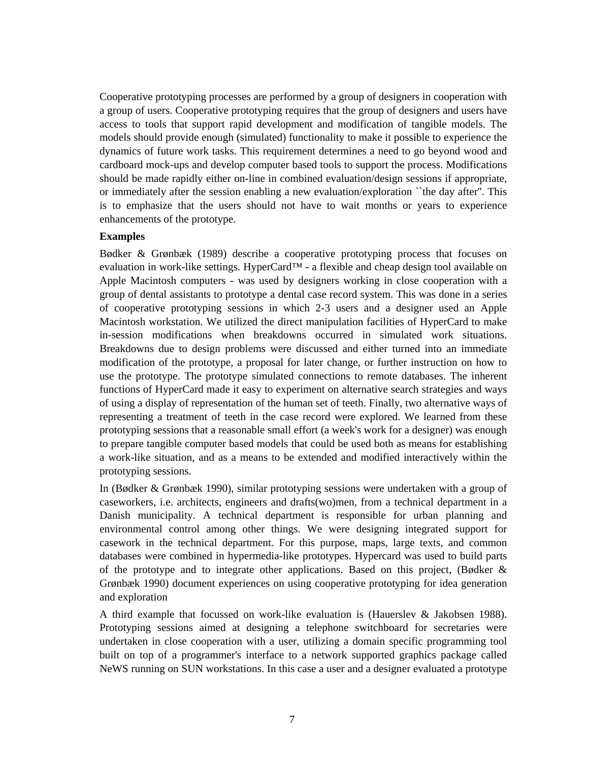Cooperative prototyping processes are performed by a group of designers in cooperation with a group of users. Cooperative prototyping requires that the group of designers and users have access to tools that support rapid development and modification of tangible models. The models should provide enough (simulated) functionality to make it possible to experience the dynamics of future work tasks. This requirement determines a need to go beyond wood and cardboard mock-ups and develop computer based tools to support the process. Modifications should be made rapidly either on-line in combined evaluation/design sessions if appropriate, or immediately after the session enabling a new evaluation/exploration ``the day after''. This is to emphasize that the users should not have to wait months or years to experience enhancements of the prototype.

**Examples**

Bødker & Grønbæk (1989) describe a cooperative prototyping process that focuses on evaluation in work-like settings. HyperCard™ - a flexible and cheap design tool available on Apple Macintosh computers - was used by designers working in close cooperation with a group of dental assistants to prototype a dental case record system. This was done in a series of cooperative prototyping sessions in which 2-3 users and a designer used an Apple Macintosh workstation. We utilized the direct manipulation facilities of HyperCard to make in-session modifications when breakdowns occurred in simulated work situations. Breakdowns due to design problems were discussed and either turned into an immediate modification of the prototype, a proposal for later change, or further instruction on how to use the prototype. The prototype simulated connections to remote databases. The inherent functions of HyperCard made it easy to experiment on alternative search strategies and ways of using a display of representation of the human set of teeth. Finally, two alternative ways of representing a treatment of teeth in the case record were explored. We learned from these prototyping sessions that a reasonable small effort (a week's work for a designer) was enough to prepare tangible computer based models that could be used both as means for establishing a work-like situation, and as a means to be extended and modified interactively within the prototyping sessions.

In (Bødker & Grønbæk 1990), similar prototyping sessions were undertaken with a group of caseworkers, i.e. architects, engineers and drafts(wo)men, from a technical department in a Danish municipality. A technical department is responsible for urban planning and environmental control among other things. We were designing integrated support for casework in the technical department. For this purpose, maps, large texts, and common databases were combined in hypermedia-like prototypes. Hypercard was used to build parts of the prototype and to integrate other applications. Based on this project, (Bødker & Grønbæk 1990) document experiences on using cooperative prototyping for idea generation and exploration

A third example that focussed on work-like evaluation is (Hauerslev & Jakobsen 1988). Prototyping sessions aimed at designing a telephone switchboard for secretaries were undertaken in close cooperation with a user, utilizing a domain specific programming tool built on top of a programmer's interface to a network supported graphics package called NeWS running on SUN workstations. In this case a user and a designer evaluated a prototype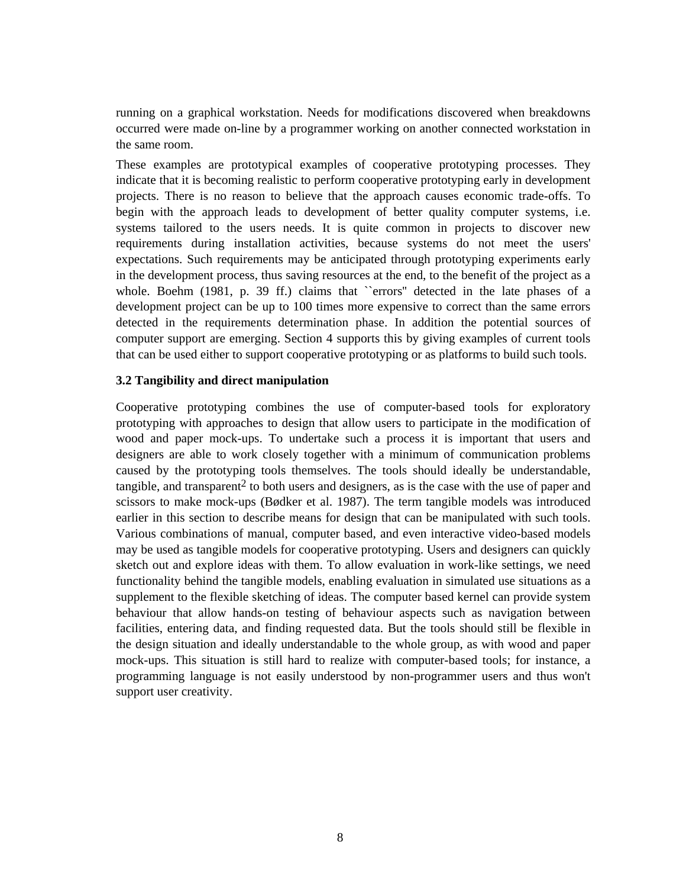running on a graphical workstation. Needs for modifications discovered when breakdowns occurred were made on-line by a programmer working on another connected workstation in the same room.

These examples are prototypical examples of cooperative prototyping processes. They indicate that it is becoming realistic to perform cooperative prototyping early in development projects. There is no reason to believe that the approach causes economic trade-offs. To begin with the approach leads to development of better quality computer systems, i.e. systems tailored to the users needs. It is quite common in projects to discover new requirements during installation activities, because systems do not meet the users' expectations. Such requirements may be anticipated through prototyping experiments early in the development process, thus saving resources at the end, to the benefit of the project as a whole. Boehm (1981, p. 39 ff.) claims that ``errors'' detected in the late phases of a development project can be up to 100 times more expensive to correct than the same errors detected in the requirements determination phase. In addition the potential sources of computer support are emerging. Section 4 supports this by giving examples of current tools that can be used either to support cooperative prototyping or as platforms to build such tools.

### 3.2 Tangibility and direct manipulation

Cooperative prototyping combines the use of computer-based tools for exploratory prototyping with approaches to design that allow users to participate in the modification of wood and paper mock-ups. To undertake such a process it is important that users and designers are able to work closely together with a minimum of communication problems caused by the prototyping tools themselves. The tools should ideally be understandable, tangible, and transparent[2] to both users and designers, as is the case with the use of paper and scissors to make mock-ups (Bødker et al. 1987). The term tangible models was introduced earlier in this section to describe means for design that can be manipulated with such tools. Various combinations of manual, computer based, and even interactive video-based models may be used as tangible models for cooperative prototyping. Users and designers can quickly sketch out and explore ideas with them. To allow evaluation in work-like settings, we need functionality behind the tangible models, enabling evaluation in simulated use situations as a supplement to the flexible sketching of ideas. The computer based kernel can provide system behaviour that allow hands-on testing of behaviour aspects such as navigation between facilities, entering data, and finding requested data. But the tools should still be flexible in the design situation and ideally understandable to the whole group, as with wood and paper mock-ups. This situation is still hard to realize with computer-based tools; for instance, a programming language is not easily understood by non-programmer users and thus won't support user creativity.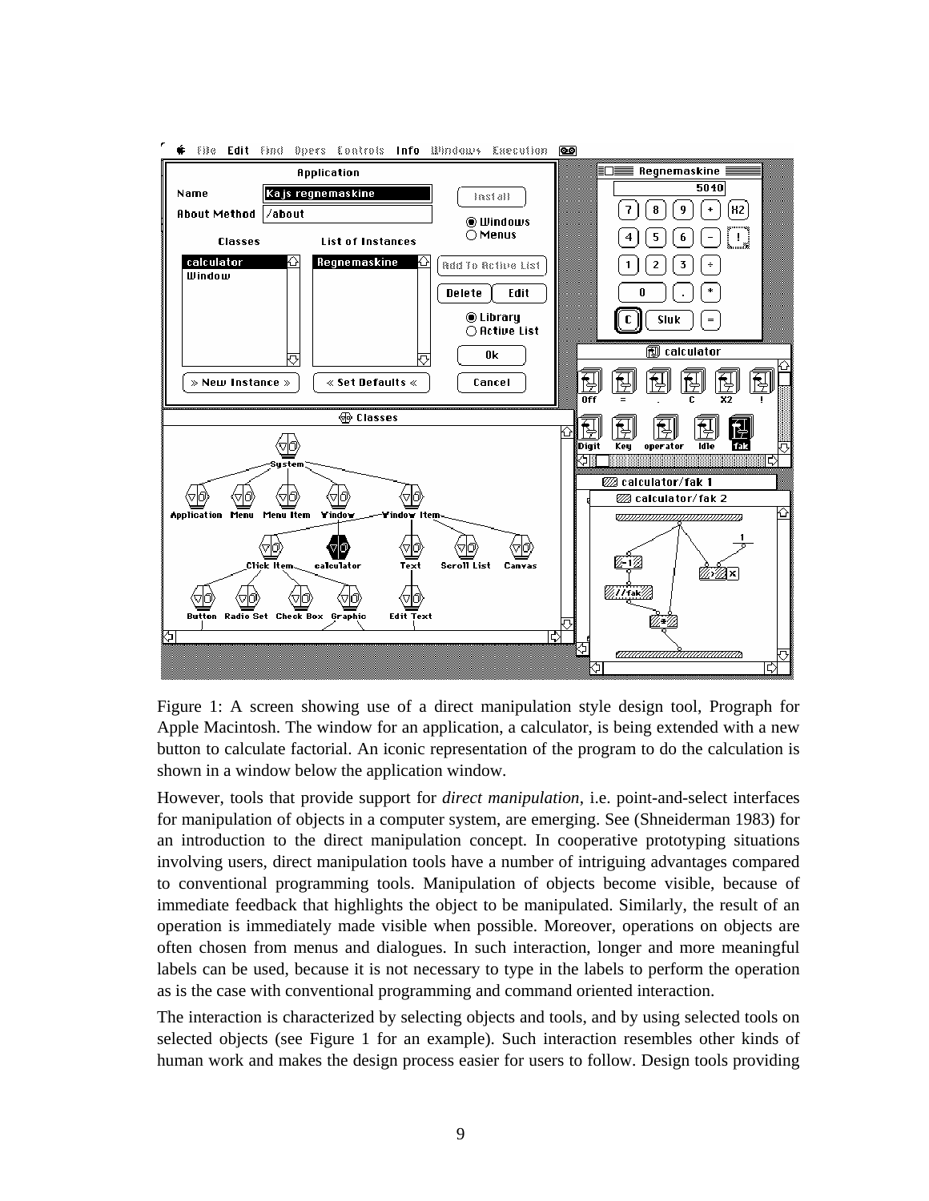Figure 1: A screen showing use of a direct manipulation style design tool, Prograph for Apple Macintosh. The window for an application, a calculator, is being extended with a new button to calculate factorial. An iconic representation of the program to do the calculation is shown in a window below the application window.

However, tools that provide support for *direct manipulation*, i.e. point-and-select interfaces for manipulation of objects in a computer system, are emerging. See (Shneiderman 1983) for an introduction to the direct manipulation concept. In cooperative prototyping situations involving users, direct manipulation tools have a number of intriguing advantages compared to conventional programming tools. Manipulation of objects become visible, because of immediate feedback that highlights the object to be manipulated. Similarly, the result of an operation is immediately made visible when possible. Moreover, operations on objects are often chosen from menus and dialogues. In such interaction, longer and more meaningful labels can be used, because it is not necessary to type in the labels to perform the operation as is the case with conventional programming and command oriented interaction.

The interaction is characterized by selecting objects and tools, and by using selected tools on selected objects (see Figure 1 for an example). Such interaction resembles other kinds of human work and makes the design process easier for users to follow. Design tools providing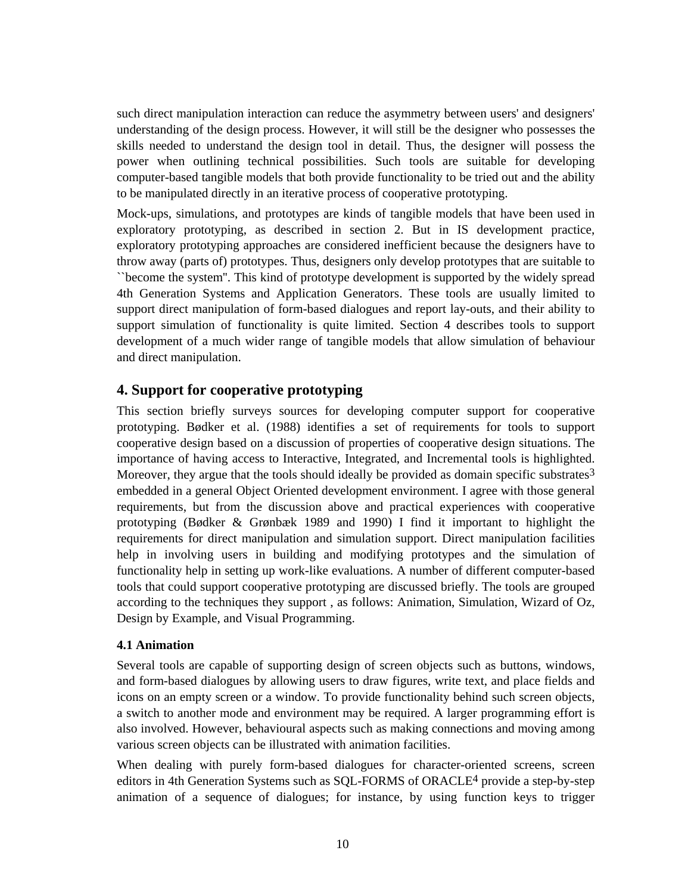such direct manipulation interaction can reduce the asymmetry between users' and designers' understanding of the design process. However, it will still be the designer who possesses the skills needed to understand the design tool in detail. Thus, the designer will possess the power when outlining technical possibilities. Such tools are suitable for developing computer-based tangible models that both provide functionality to be tried out and the ability to be manipulated directly in an iterative process of cooperative prototyping.

Mock-ups, simulations, and prototypes are kinds of tangible models that have been used in exploratory prototyping, as described in section 2. But in IS development practice, exploratory prototyping approaches are considered inefficient because the designers have to throw away (parts of) prototypes. Thus, designers only develop prototypes that are suitable to ``become the system''. This kind of prototype development is supported by the widely spread 4th Generation Systems and Application Generators. These tools are usually limited to support direct manipulation of form-based dialogues and report lay-outs, and their ability to support simulation of functionality is quite limited. Section 4 describes tools to support development of a much wider range of tangible models that allow simulation of behaviour and direct manipulation.

## 4. Support for cooperative prototyping

This section briefly surveys sources for developing computer support for cooperative prototyping. Bødker et al. (1988) identifies a set of requirements for tools to support cooperative design based on a discussion of properties of cooperative design situations. The importance of having access to Interactive, Integrated, and Incremental tools is highlighted. Moreover, they argue that the tools should ideally be provided as domain specific substrates[3] embedded in a general Object Oriented development environment. I agree with those general requirements, but from the discussion above and practical experiences with cooperative prototyping (Bødker & Grønbæk 1989 and 1990) I find it important to highlight the requirements for direct manipulation and simulation support. Direct manipulation facilities help in involving users in building and modifying prototypes and the simulation of functionality help in setting up work-like evaluations. A number of different computer-based tools that could support cooperative prototyping are discussed briefly. The tools are grouped according to the techniques they support , as follows: Animation, Simulation, Wizard of Oz, Design by Example, and Visual Programming.

### 4.1 Animation

Several tools are capable of supporting design of screen objects such as buttons, windows, and form-based dialogues by allowing users to draw figures, write text, and place fields and icons on an empty screen or a window. To provide functionality behind such screen objects, a switch to another mode and environment may be required. A larger programming effort is also involved. However, behavioural aspects such as making connections and moving among various screen objects can be illustrated with animation facilities.

When dealing with purely form-based dialogues for character-oriented screens, screen editors in 4th Generation Systems such as SQL-FORMS of ORACLE[4] provide a step-by-step animation of a sequence of dialogues; for instance, by using function keys to trigger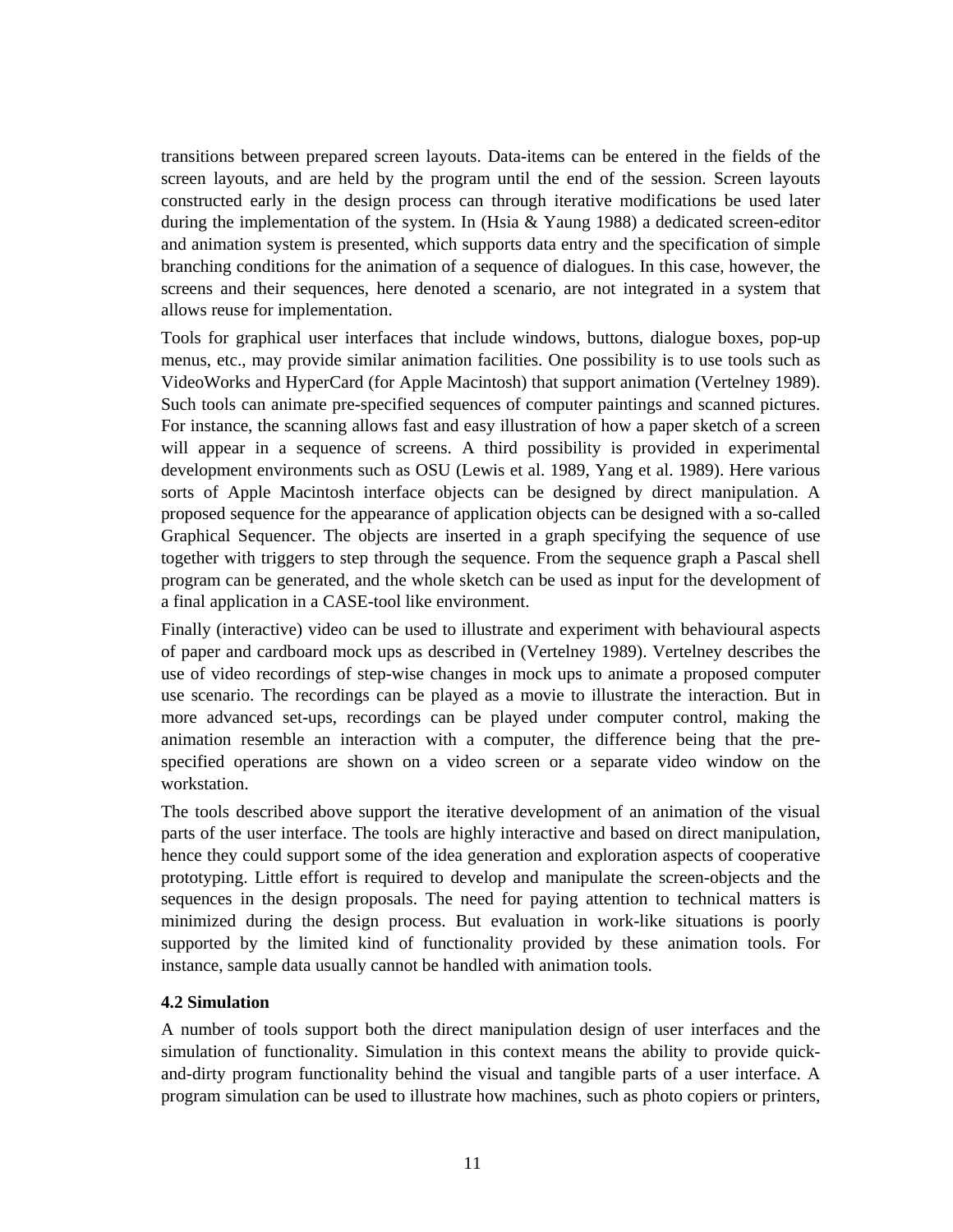transitions between prepared screen layouts. Data-items can be entered in the fields of the screen layouts, and are held by the program until the end of the session. Screen layouts constructed early in the design process can through iterative modifications be used later during the implementation of the system. In (Hsia & Yaung 1988) a dedicated screen-editor and animation system is presented, which supports data entry and the specification of simple branching conditions for the animation of a sequence of dialogues. In this case, however, the screens and their sequences, here denoted a scenario, are not integrated in a system that allows reuse for implementation.

Tools for graphical user interfaces that include windows, buttons, dialogue boxes, pop-up menus, etc., may provide similar animation facilities. One possibility is to use tools such as VideoWorks and HyperCard (for Apple Macintosh) that support animation (Vertelney 1989). Such tools can animate pre-specified sequences of computer paintings and scanned pictures. For instance, the scanning allows fast and easy illustration of how a paper sketch of a screen will appear in a sequence of screens. A third possibility is provided in experimental development environments such as OSU (Lewis et al. 1989, Yang et al. 1989). Here various sorts of Apple Macintosh interface objects can be designed by direct manipulation. A proposed sequence for the appearance of application objects can be designed with a so-called Graphical Sequencer. The objects are inserted in a graph specifying the sequence of use together with triggers to step through the sequence. From the sequence graph a Pascal shell program can be generated, and the whole sketch can be used as input for the development of a final application in a CASE-tool like environment.

Finally (interactive) video can be used to illustrate and experiment with behavioural aspects of paper and cardboard mock ups as described in (Vertelney 1989). Vertelney describes the use of video recordings of step-wise changes in mock ups to animate a proposed computer use scenario. The recordings can be played as a movie to illustrate the interaction. But in more advanced set-ups, recordings can be played under computer control, making the animation resemble an interaction with a computer, the difference being that the pre-specified operations are shown on a video screen or a separate video window on the workstation.

The tools described above support the iterative development of an animation of the visual parts of the user interface. The tools are highly interactive and based on direct manipulation, hence they could support some of the idea generation and exploration aspects of cooperative prototyping. Little effort is required to develop and manipulate the screen-objects and the sequences in the design proposals. The need for paying attention to technical matters is minimized during the design process. But evaluation in work-like situations is poorly supported by the limited kind of functionality provided by these animation tools. For instance, sample data usually cannot be handled with animation tools.

### 4.2 Simulation

A number of tools support both the direct manipulation design of user interfaces and the simulation of functionality. Simulation in this context means the ability to provide quick-and-dirty program functionality behind the visual and tangible parts of a user interface. A program simulation can be used to illustrate how machines, such as photo copiers or printers,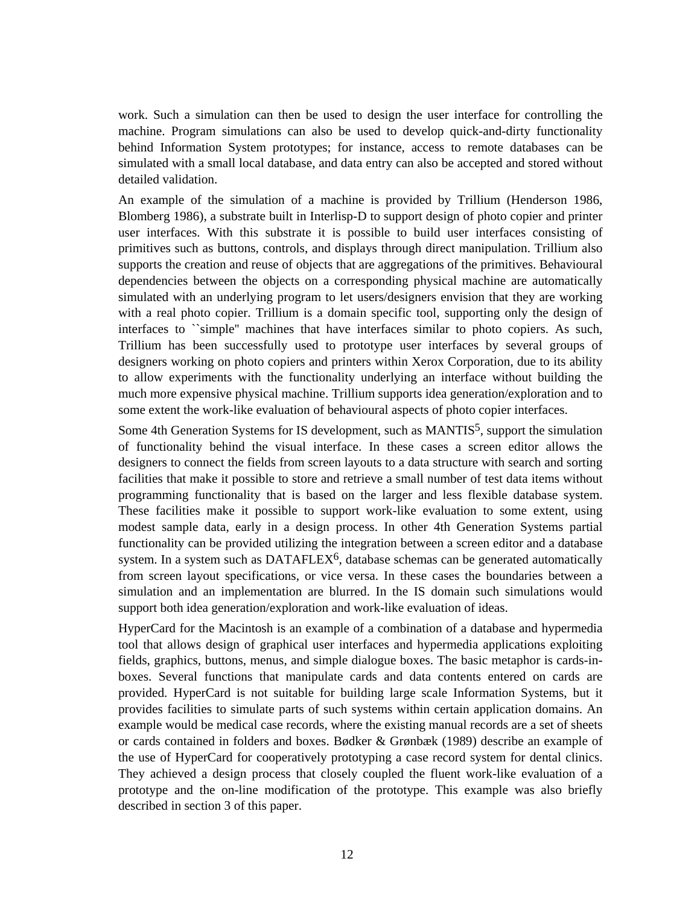work. Such a simulation can then be used to design the user interface for controlling the machine. Program simulations can also be used to develop quick-and-dirty functionality behind Information System prototypes; for instance, access to remote databases can be simulated with a small local database, and data entry can also be accepted and stored without detailed validation.

An example of the simulation of a machine is provided by Trillium (Henderson 1986, Blomberg 1986), a substrate built in Interlisp-D to support design of photo copier and printer user interfaces. With this substrate it is possible to build user interfaces consisting of primitives such as buttons, controls, and displays through direct manipulation. Trillium also supports the creation and reuse of objects that are aggregations of the primitives. Behavioural dependencies between the objects on a corresponding physical machine are automatically simulated with an underlying program to let users/designers envision that they are working with a real photo copier. Trillium is a domain specific tool, supporting only the design of interfaces to ``simple'' machines that have interfaces similar to photo copiers. As such, Trillium has been successfully used to prototype user interfaces by several groups of designers working on photo copiers and printers within Xerox Corporation, due to its ability to allow experiments with the functionality underlying an interface without building the much more expensive physical machine. Trillium supports idea generation/exploration and to some extent the work-like evaluation of behavioural aspects of photo copier interfaces.

Some 4th Generation Systems for IS development, such as MANTIS[5], support the simulation of functionality behind the visual interface. In these cases a screen editor allows the designers to connect the fields from screen layouts to a data structure with search and sorting facilities that make it possible to store and retrieve a small number of test data items without programming functionality that is based on the larger and less flexible database system. These facilities make it possible to support work-like evaluation to some extent, using modest sample data, early in a design process. In other 4th Generation Systems partial functionality can be provided utilizing the integration between a screen editor and a database system. In a system such as DATAFLEX[6], database schemas can be generated automatically from screen layout specifications, or vice versa. In these cases the boundaries between a simulation and an implementation are blurred. In the IS domain such simulations would support both idea generation/exploration and work-like evaluation of ideas.

HyperCard for the Macintosh is an example of a combination of a database and hypermedia tool that allows design of graphical user interfaces and hypermedia applications exploiting fields, graphics, buttons, menus, and simple dialogue boxes. The basic metaphor is cards-in-boxes. Several functions that manipulate cards and data contents entered on cards are provided. HyperCard is not suitable for building large scale Information Systems, but it provides facilities to simulate parts of such systems within certain application domains. An example would be medical case records, where the existing manual records are a set of sheets or cards contained in folders and boxes. Bødker & Grønbæk (1989) describe an example of the use of HyperCard for cooperatively prototyping a case record system for dental clinics. They achieved a design process that closely coupled the fluent work-like evaluation of a prototype and the on-line modification of the prototype. This example was also briefly described in section 3 of this paper.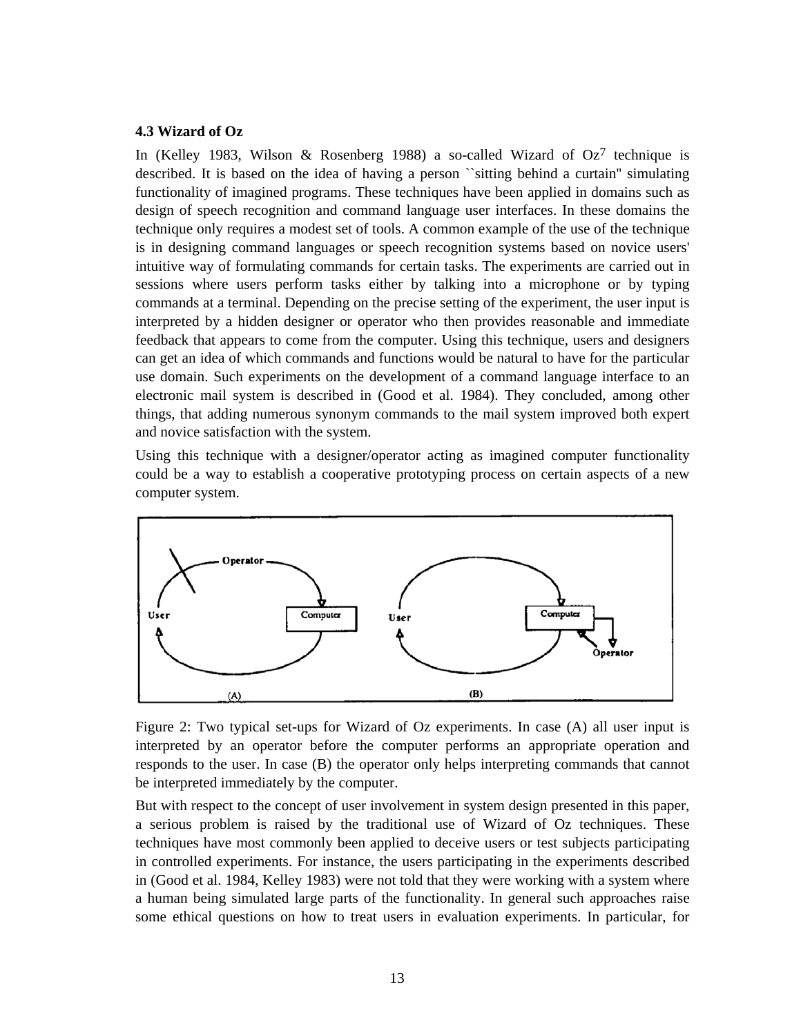### 4.3 Wizard of Oz

In (Kelley 1983, Wilson & Rosenberg 1988) a so-called Wizard of Oz[7] technique is described. It is based on the idea of having a person ``sitting behind a curtain'' simulating functionality of imagined programs. These techniques have been applied in domains such as design of speech recognition and command language user interfaces. In these domains the technique only requires a modest set of tools. A common example of the use of the technique is in designing command languages or speech recognition systems based on novice users' intuitive way of formulating commands for certain tasks. The experiments are carried out in sessions where users perform tasks either by talking into a microphone or by typing commands at a terminal. Depending on the precise setting of the experiment, the user input is interpreted by a hidden designer or operator who then provides reasonable and immediate feedback that appears to come from the computer. Using this technique, users and designers can get an idea of which commands and functions would be natural to have for the particular use domain. Such experiments on the development of a command language interface to an electronic mail system is described in (Good et al. 1984). They concluded, among other things, that adding numerous synonym commands to the mail system improved both expert and novice satisfaction with the system.

Using this technique with a designer/operator acting as imagined computer functionality could be a way to establish a cooperative prototyping process on certain aspects of a new computer system.

Figure 2: Two typical set-ups for Wizard of Oz experiments. In case (A) all user input is interpreted by an operator before the computer performs an appropriate operation and responds to the user. In case (B) the operator only helps interpreting commands that cannot be interpreted immediately by the computer.

But with respect to the concept of user involvement in system design presented in this paper, a serious problem is raised by the traditional use of Wizard of Oz techniques. These techniques have most commonly been applied to deceive users or test subjects participating in controlled experiments. For instance, the users participating in the experiments described in (Good et al. 1984, Kelley 1983) were not told that they were working with a system where a human being simulated large parts of the functionality. In general such approaches raise some ethical questions on how to treat users in evaluation experiments. In particular, for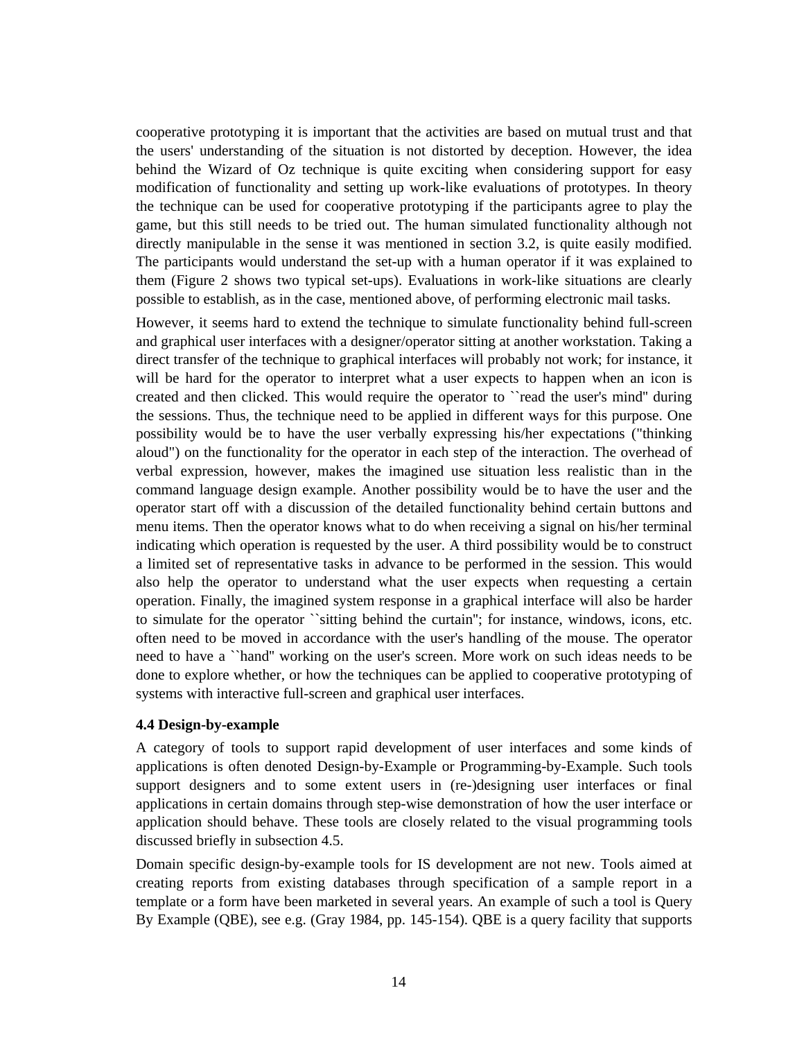cooperative prototyping it is important that the activities are based on mutual trust and that the users' understanding of the situation is not distorted by deception. However, the idea behind the Wizard of Oz technique is quite exciting when considering support for easy modification of functionality and setting up work-like evaluations of prototypes. In theory the technique can be used for cooperative prototyping if the participants agree to play the game, but this still needs to be tried out. The human simulated functionality although not directly manipulable in the sense it was mentioned in section 3.2, is quite easily modified. The participants would understand the set-up with a human operator if it was explained to them (Figure 2 shows two typical set-ups). Evaluations in work-like situations are clearly possible to establish, as in the case, mentioned above, of performing electronic mail tasks.

However, it seems hard to extend the technique to simulate functionality behind full-screen and graphical user interfaces with a designer/operator sitting at another workstation. Taking a direct transfer of the technique to graphical interfaces will probably not work; for instance, it will be hard for the operator to interpret what a user expects to happen when an icon is created and then clicked. This would require the operator to ``read the user's mind'' during the sessions. Thus, the technique need to be applied in different ways for this purpose. One possibility would be to have the user verbally expressing his/her expectations ("thinking aloud") on the functionality for the operator in each step of the interaction. The overhead of verbal expression, however, makes the imagined use situation less realistic than in the command language design example. Another possibility would be to have the user and the operator start off with a discussion of the detailed functionality behind certain buttons and menu items. Then the operator knows what to do when receiving a signal on his/her terminal indicating which operation is requested by the user. A third possibility would be to construct a limited set of representative tasks in advance to be performed in the session. This would also help the operator to understand what the user expects when requesting a certain operation. Finally, the imagined system response in a graphical interface will also be harder to simulate for the operator ``sitting behind the curtain''; for instance, windows, icons, etc. often need to be moved in accordance with the user's handling of the mouse. The operator need to have a ``hand'' working on the user's screen. More work on such ideas needs to be done to explore whether, or how the techniques can be applied to cooperative prototyping of systems with interactive full-screen and graphical user interfaces.

### 4.4 Design-by-example

A category of tools to support rapid development of user interfaces and some kinds of applications is often denoted Design-by-Example or Programming-by-Example. Such tools support designers and to some extent users in (re-)designing user interfaces or final applications in certain domains through step-wise demonstration of how the user interface or application should behave. These tools are closely related to the visual programming tools discussed briefly in subsection 4.5.

Domain specific design-by-example tools for IS development are not new. Tools aimed at creating reports from existing databases through specification of a sample report in a template or a form have been marketed in several years. An example of such a tool is Query By Example (QBE), see e.g. (Gray 1984, pp. 145-154). QBE is a query facility that supports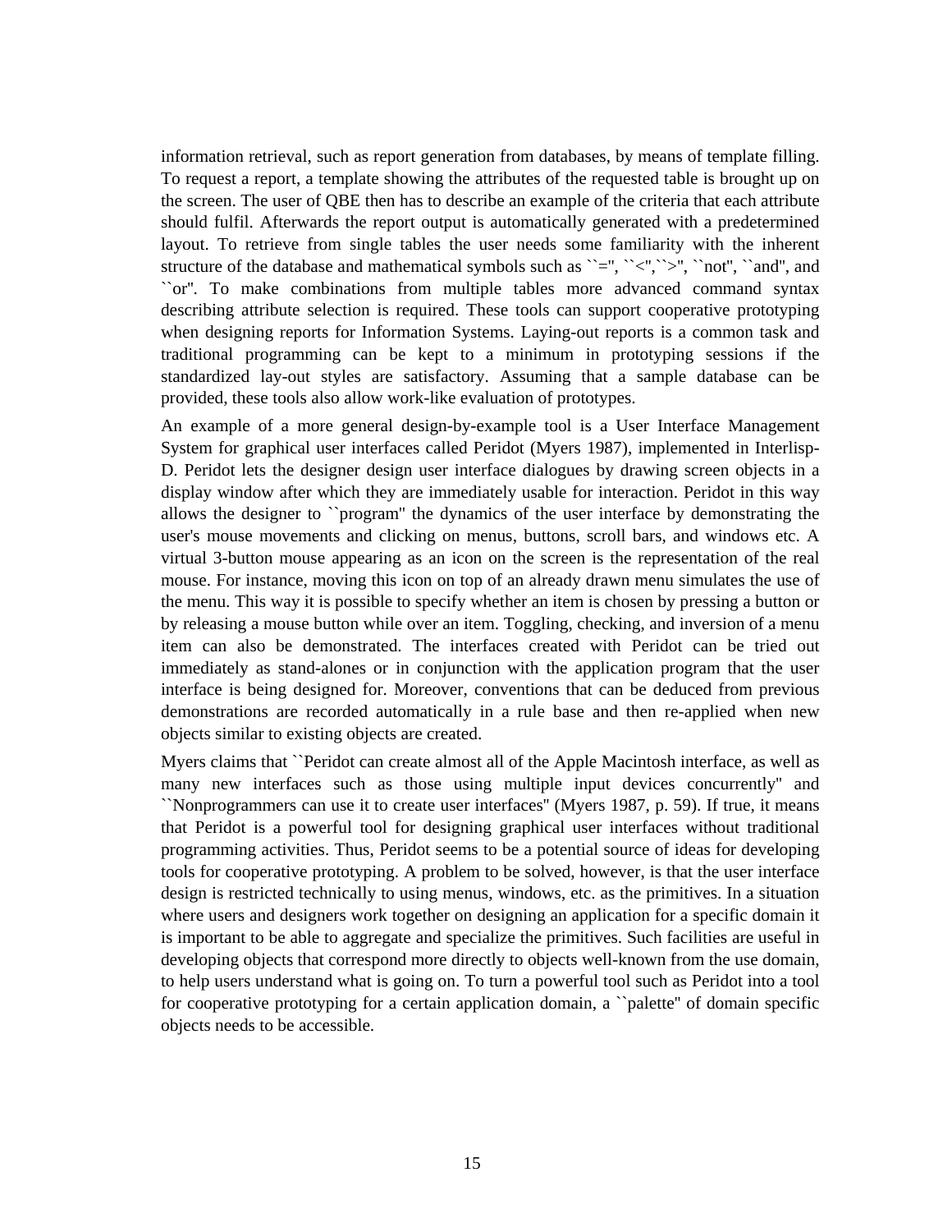information retrieval, such as report generation from databases, by means of template filling. To request a report, a template showing the attributes of the requested table is brought up on the screen. The user of QBE then has to describe an example of the criteria that each attribute should fulfil. Afterwards the report output is automatically generated with a predetermined layout. To retrieve from single tables the user needs some familiarity with the inherent structure of the database and mathematical symbols such as ``='', ``<'',``>'', ``not'', ``and'', and ``or''. To make combinations from multiple tables more advanced command syntax describing attribute selection is required. These tools can support cooperative prototyping when designing reports for Information Systems. Laying-out reports is a common task and traditional programming can be kept to a minimum in prototyping sessions if the standardized lay-out styles are satisfactory. Assuming that a sample database can be provided, these tools also allow work-like evaluation of prototypes.

An example of a more general design-by-example tool is a User Interface Management System for graphical user interfaces called Peridot (Myers 1987), implemented in Interlisp-D. Peridot lets the designer design user interface dialogues by drawing screen objects in a display window after which they are immediately usable for interaction. Peridot in this way allows the designer to ``program'' the dynamics of the user interface by demonstrating the user's mouse movements and clicking on menus, buttons, scroll bars, and windows etc. A virtual 3-button mouse appearing as an icon on the screen is the representation of the real mouse. For instance, moving this icon on top of an already drawn menu simulates the use of the menu. This way it is possible to specify whether an item is chosen by pressing a button or by releasing a mouse button while over an item. Toggling, checking, and inversion of a menu item can also be demonstrated. The interfaces created with Peridot can be tried out immediately as stand-alones or in conjunction with the application program that the user interface is being designed for. Moreover, conventions that can be deduced from previous demonstrations are recorded automatically in a rule base and then re-applied when new objects similar to existing objects are created.

Myers claims that ``Peridot can create almost all of the Apple Macintosh interface, as well as many new interfaces such as those using multiple input devices concurrently'' and ``Nonprogrammers can use it to create user interfaces'' (Myers 1987, p. 59). If true, it means that Peridot is a powerful tool for designing graphical user interfaces without traditional programming activities. Thus, Peridot seems to be a potential source of ideas for developing tools for cooperative prototyping. A problem to be solved, however, is that the user interface design is restricted technically to using menus, windows, etc. as the primitives. In a situation where users and designers work together on designing an application for a specific domain it is important to be able to aggregate and specialize the primitives. Such facilities are useful in developing objects that correspond more directly to objects well-known from the use domain, to help users understand what is going on. To turn a powerful tool such as Peridot into a tool for cooperative prototyping for a certain application domain, a ``palette'' of domain specific objects needs to be accessible.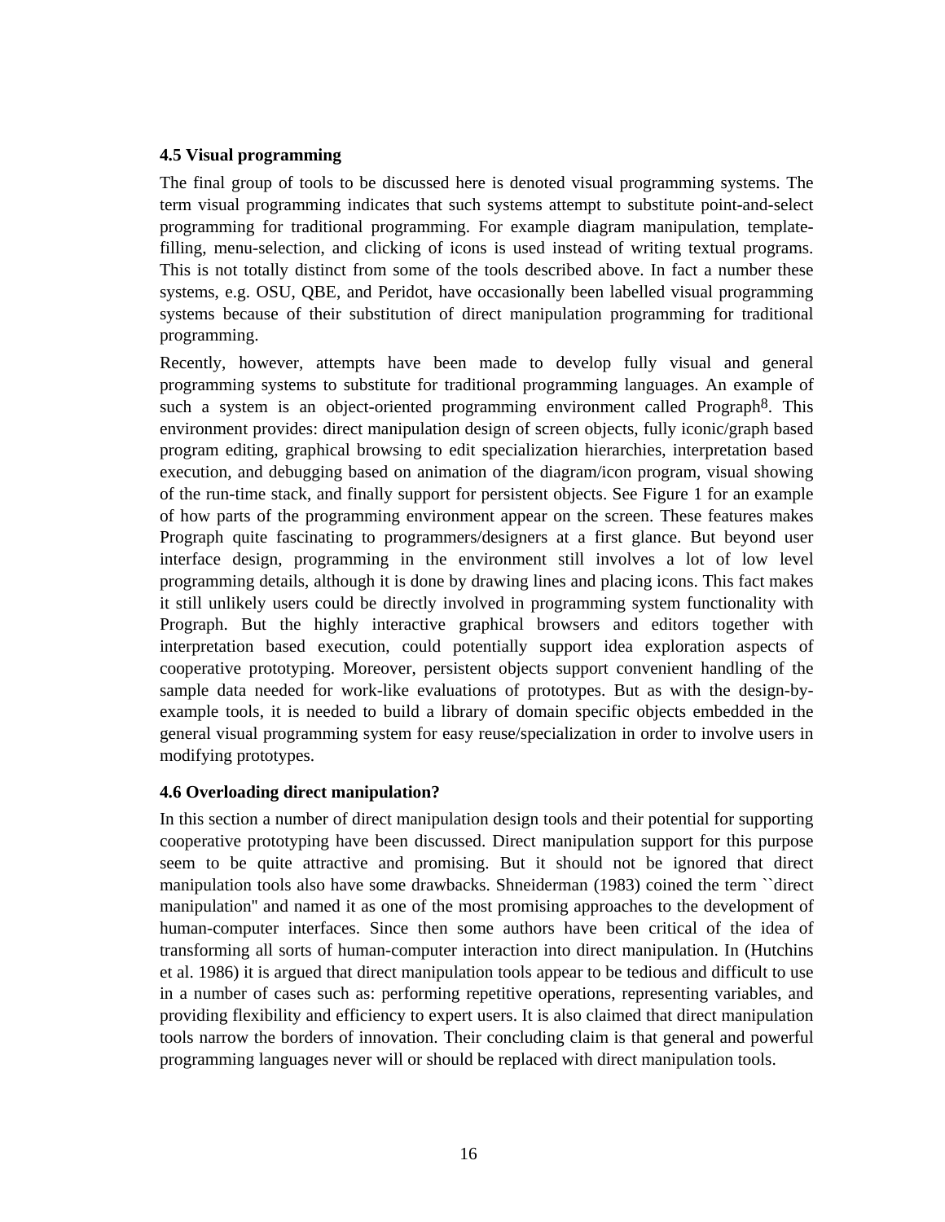### 4.5 Visual programming

The final group of tools to be discussed here is denoted visual programming systems. The term visual programming indicates that such systems attempt to substitute point-and-select programming for traditional programming. For example diagram manipulation, template-filling, menu-selection, and clicking of icons is used instead of writing textual programs. This is not totally distinct from some of the tools described above. In fact a number these systems, e.g. OSU, QBE, and Peridot, have occasionally been labelled visual programming systems because of their substitution of direct manipulation programming for traditional programming.

Recently, however, attempts have been made to develop fully visual and general programming systems to substitute for traditional programming languages. An example of such a system is an object-oriented programming environment called Prograph[8]. This environment provides: direct manipulation design of screen objects, fully iconic/graph based program editing, graphical browsing to edit specialization hierarchies, interpretation based execution, and debugging based on animation of the diagram/icon program, visual showing of the run-time stack, and finally support for persistent objects. See Figure 1 for an example of how parts of the programming environment appear on the screen. These features makes Prograph quite fascinating to programmers/designers at a first glance. But beyond user interface design, programming in the environment still involves a lot of low level programming details, although it is done by drawing lines and placing icons. This fact makes it still unlikely users could be directly involved in programming system functionality with Prograph. But the highly interactive graphical browsers and editors together with interpretation based execution, could potentially support idea exploration aspects of cooperative prototyping. Moreover, persistent objects support convenient handling of the sample data needed for work-like evaluations of prototypes. But as with the design-by-example tools, it is needed to build a library of domain specific objects embedded in the general visual programming system for easy reuse/specialization in order to involve users in modifying prototypes.

### 4.6 Overloading direct manipulation?

In this section a number of direct manipulation design tools and their potential for supporting cooperative prototyping have been discussed. Direct manipulation support for this purpose seem to be quite attractive and promising. But it should not be ignored that direct manipulation tools also have some drawbacks. Shneiderman (1983) coined the term ``direct manipulation'' and named it as one of the most promising approaches to the development of human-computer interfaces. Since then some authors have been critical of the idea of transforming all sorts of human-computer interaction into direct manipulation. In (Hutchins et al. 1986) it is argued that direct manipulation tools appear to be tedious and difficult to use in a number of cases such as: performing repetitive operations, representing variables, and providing flexibility and efficiency to expert users. It is also claimed that direct manipulation tools narrow the borders of innovation. Their concluding claim is that general and powerful programming languages never will or should be replaced with direct manipulation tools.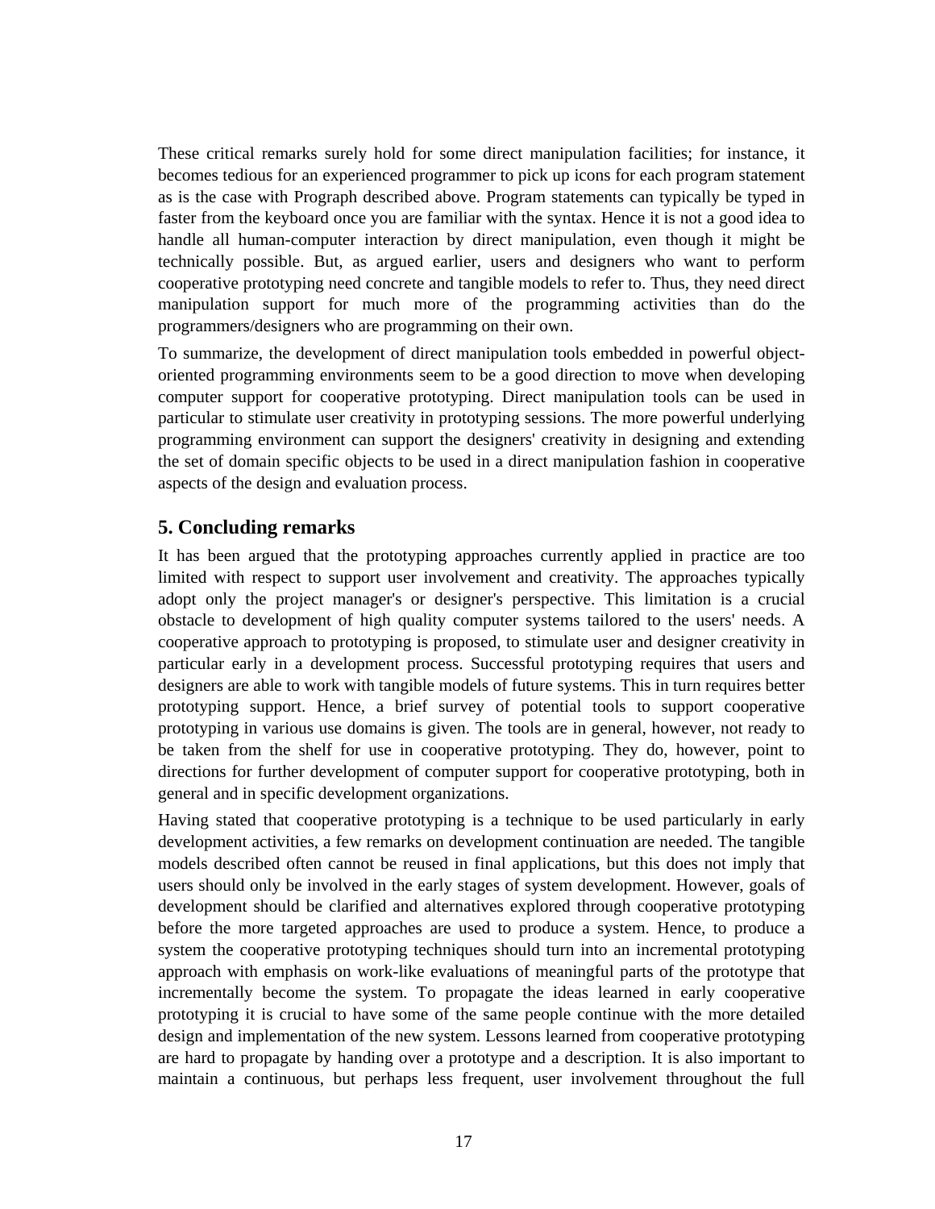These critical remarks surely hold for some direct manipulation facilities; for instance, it becomes tedious for an experienced programmer to pick up icons for each program statement as is the case with Prograph described above. Program statements can typically be typed in faster from the keyboard once you are familiar with the syntax. Hence it is not a good idea to handle all human-computer interaction by direct manipulation, even though it might be technically possible. But, as argued earlier, users and designers who want to perform cooperative prototyping need concrete and tangible models to refer to. Thus, they need direct manipulation support for much more of the programming activities than do the programmers/designers who are programming on their own.

To summarize, the development of direct manipulation tools embedded in powerful object-oriented programming environments seem to be a good direction to move when developing computer support for cooperative prototyping. Direct manipulation tools can be used in particular to stimulate user creativity in prototyping sessions. The more powerful underlying programming environment can support the designers' creativity in designing and extending the set of domain specific objects to be used in a direct manipulation fashion in cooperative aspects of the design and evaluation process.

## 5. Concluding remarks

It has been argued that the prototyping approaches currently applied in practice are too limited with respect to support user involvement and creativity. The approaches typically adopt only the project manager's or designer's perspective. This limitation is a crucial obstacle to development of high quality computer systems tailored to the users' needs. A cooperative approach to prototyping is proposed, to stimulate user and designer creativity in particular early in a development process. Successful prototyping requires that users and designers are able to work with tangible models of future systems. This in turn requires better prototyping support. Hence, a brief survey of potential tools to support cooperative prototyping in various use domains is given. The tools are in general, however, not ready to be taken from the shelf for use in cooperative prototyping. They do, however, point to directions for further development of computer support for cooperative prototyping, both in general and in specific development organizations.

Having stated that cooperative prototyping is a technique to be used particularly in early development activities, a few remarks on development continuation are needed. The tangible models described often cannot be reused in final applications, but this does not imply that users should only be involved in the early stages of system development. However, goals of development should be clarified and alternatives explored through cooperative prototyping before the more targeted approaches are used to produce a system. Hence, to produce a system the cooperative prototyping techniques should turn into an incremental prototyping approach with emphasis on work-like evaluations of meaningful parts of the prototype that incrementally become the system. To propagate the ideas learned in early cooperative prototyping it is crucial to have some of the same people continue with the more detailed design and implementation of the new system. Lessons learned from cooperative prototyping are hard to propagate by handing over a prototype and a description. It is also important to maintain a continuous, but perhaps less frequent, user involvement throughout the full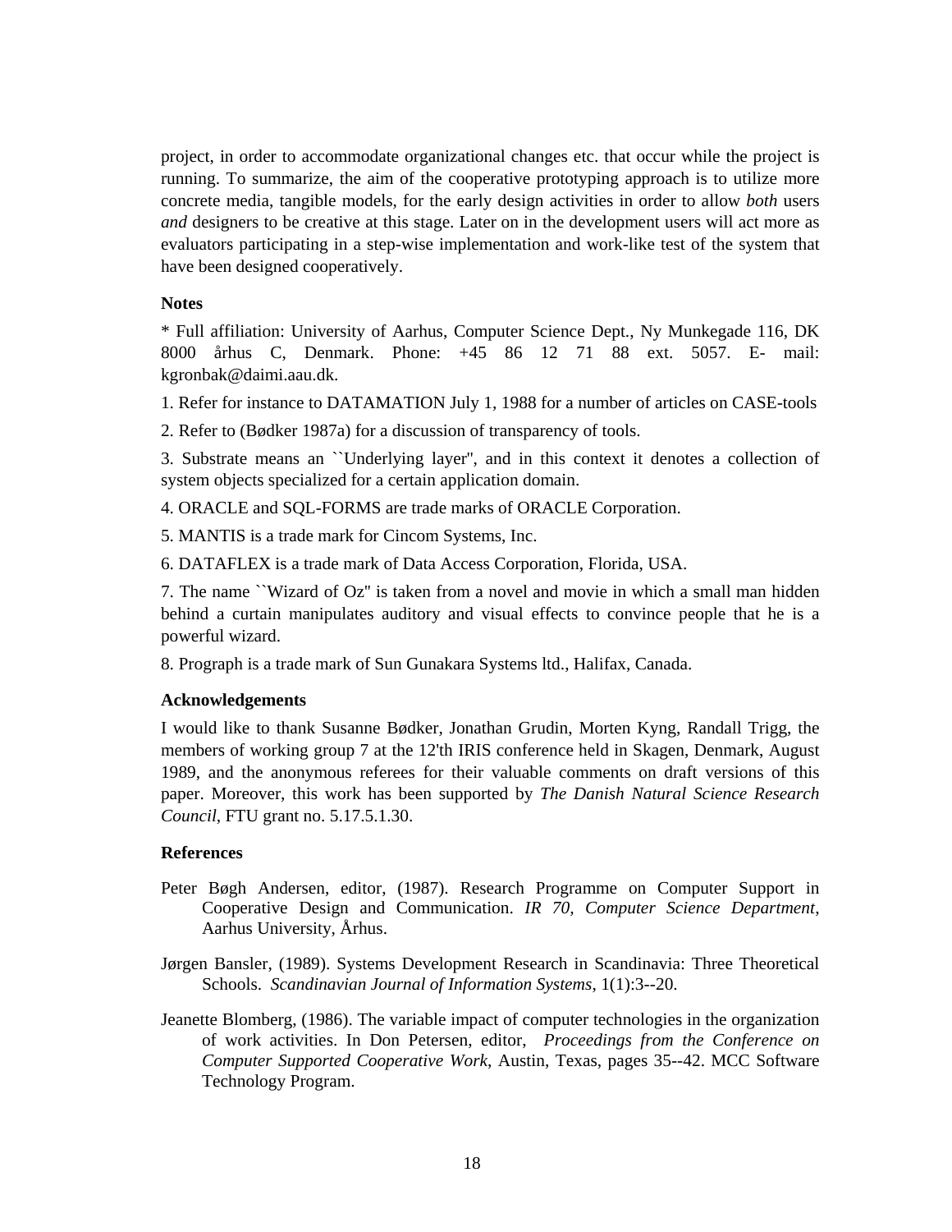project, in order to accommodate organizational changes etc. that occur while the project is running. To summarize, the aim of the cooperative prototyping approach is to utilize more concrete media, tangible models, for the early design activities in order to allow *both* users *and* designers to be creative at this stage. Later on in the development users will act more as evaluators participating in a step-wise implementation and work-like test of the system that have been designed cooperatively.

**Notes**

* Full affiliation: University of Aarhus, Computer Science Dept., Ny Munkegade 116, DK 8000 århus C, Denmark. Phone: +45 86 12 71 88 ext. 5057. E- mail: kgronbak@daimi.aau.dk.

1. Refer for instance to DATAMATION July 1, 1988 for a number of articles on CASE-tools

2. Refer to (Bødker 1987a) for a discussion of transparency of tools.

3. Substrate means an ``Underlying layer'', and in this context it denotes a collection of system objects specialized for a certain application domain.

4. ORACLE and SQL-FORMS are trade marks of ORACLE Corporation.

5. MANTIS is a trade mark for Cincom Systems, Inc.

6. DATAFLEX is a trade mark of Data Access Corporation, Florida, USA.

7. The name ``Wizard of Oz'' is taken from a novel and movie in which a small man hidden behind a curtain manipulates auditory and visual effects to convince people that he is a powerful wizard.

8. Prograph is a trade mark of Sun Gunakara Systems ltd., Halifax, Canada.

**Acknowledgements**

I would like to thank Susanne Bødker, Jonathan Grudin, Morten Kyng, Randall Trigg, the members of working group 7 at the 12'th IRIS conference held in Skagen, Denmark, August 1989, and the anonymous referees for their valuable comments on draft versions of this paper. Moreover, this work has been supported by *The Danish Natural Science Research Council*, FTU grant no. 5.17.5.1.30.

**References**

Peter Bøgh Andersen, editor, (1987). Research Programme on Computer Support in Cooperative Design and Communication. *IR 70, Computer Science Department*, Aarhus University, Århus.

Jørgen Bansler, (1989). Systems Development Research in Scandinavia: Three Theoretical Schools. *Scandinavian Journal of Information Systems*, 1(1):3--20.

Jeanette Blomberg, (1986). The variable impact of computer technologies in the organization of work activities. In Don Petersen, editor, *Proceedings from the Conference on Computer Supported Cooperative Work*, Austin, Texas, pages 35--42. MCC Software Technology Program.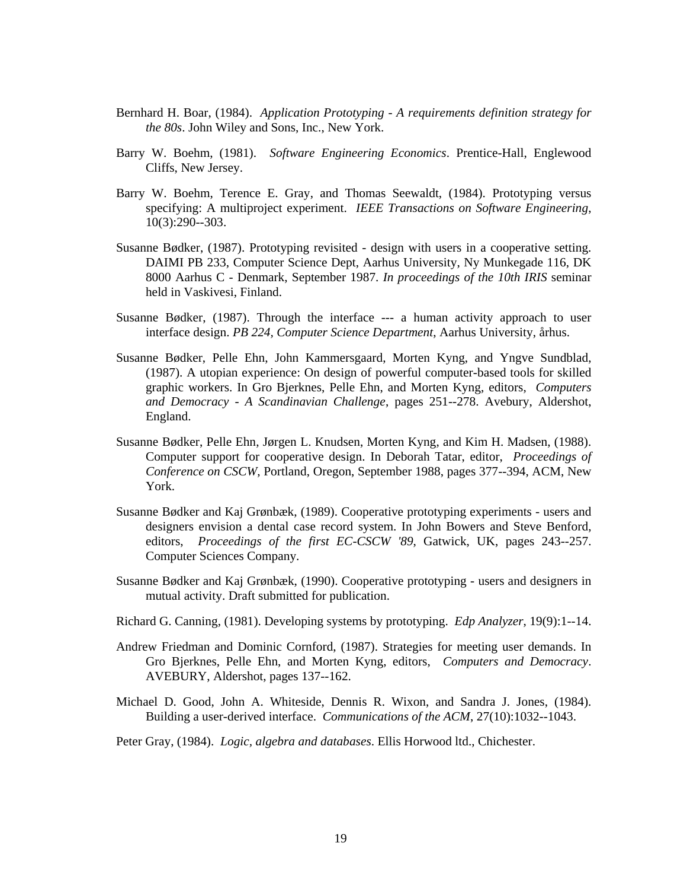Bernhard H. Boar, (1984). *Application Prototyping - A requirements definition strategy for the 80s*. John Wiley and Sons, Inc., New York.

Barry W. Boehm, (1981). *Software Engineering Economics*. Prentice-Hall, Englewood Cliffs, New Jersey.

Barry W. Boehm, Terence E. Gray, and Thomas Seewaldt, (1984). Prototyping versus specifying: A multiproject experiment. *IEEE Transactions on Software Engineering*, 10(3):290--303.

Susanne Bødker, (1987). Prototyping revisited - design with users in a cooperative setting. DAIMI PB 233, Computer Science Dept, Aarhus University, Ny Munkegade 116, DK 8000 Aarhus C - Denmark, September 1987. *In proceedings of the 10th IRIS* seminar held in Vaskivesi, Finland.

Susanne Bødker, (1987). Through the interface --- a human activity approach to user interface design. *PB 224, Computer Science Department*, Aarhus University, århus.

Susanne Bødker, Pelle Ehn, John Kammersgaard, Morten Kyng, and Yngve Sundblad, (1987). A utopian experience: On design of powerful computer-based tools for skilled graphic workers. In Gro Bjerknes, Pelle Ehn, and Morten Kyng, editors, *Computers and Democracy - A Scandinavian Challenge*, pages 251--278. Avebury, Aldershot, England.

Susanne Bødker, Pelle Ehn, Jørgen L. Knudsen, Morten Kyng, and Kim H. Madsen, (1988). Computer support for cooperative design. In Deborah Tatar, editor, *Proceedings of Conference on CSCW*, Portland, Oregon, September 1988, pages 377--394, ACM, New York.

Susanne Bødker and Kaj Grønbæk, (1989). Cooperative prototyping experiments - users and designers envision a dental case record system. In John Bowers and Steve Benford, editors, *Proceedings of the first EC-CSCW '89*, Gatwick, UK, pages 243--257. Computer Sciences Company.

Susanne Bødker and Kaj Grønbæk, (1990). Cooperative prototyping - users and designers in mutual activity. Draft submitted for publication.

Richard G. Canning, (1981). Developing systems by prototyping. *Edp Analyzer*, 19(9):1--14.

Andrew Friedman and Dominic Cornford, (1987). Strategies for meeting user demands. In Gro Bjerknes, Pelle Ehn, and Morten Kyng, editors, *Computers and Democracy*. AVEBURY, Aldershot, pages 137--162.

Michael D. Good, John A. Whiteside, Dennis R. Wixon, and Sandra J. Jones, (1984). Building a user-derived interface. *Communications of the ACM*, 27(10):1032--1043.

Peter Gray, (1984). *Logic, algebra and databases*. Ellis Horwood ltd., Chichester.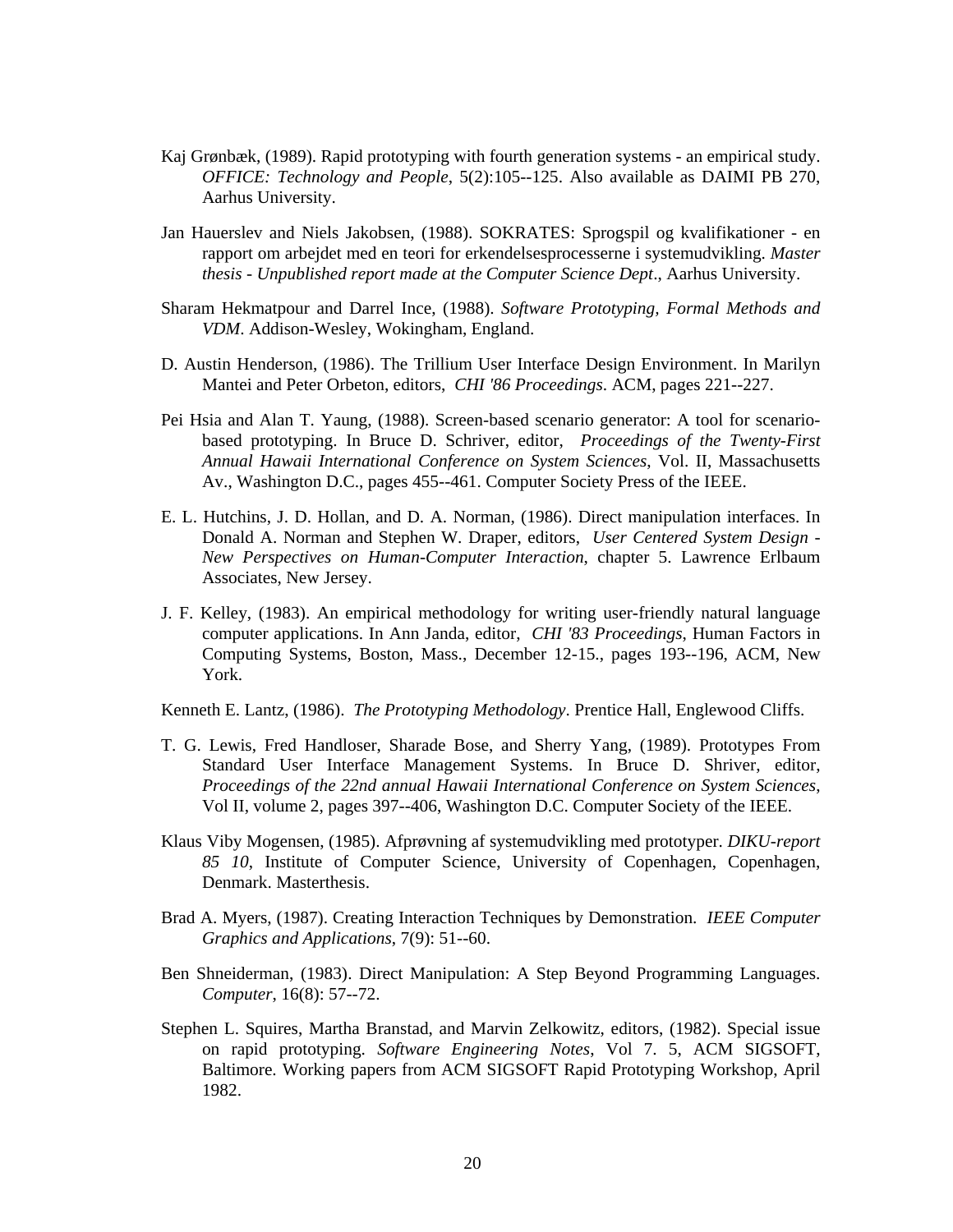Kaj Grønbæk, (1989). Rapid prototyping with fourth generation systems - an empirical study. *OFFICE: Technology and People*, 5(2):105--125. Also available as DAIMI PB 270, Aarhus University.

Jan Hauerslev and Niels Jakobsen, (1988). SOKRATES: Sprogspil og kvalifikationer - en rapport om arbejdet med en teori for erkendelsesprocesserne i systemudvikling. *Master thesis - Unpublished report made at the Computer Science Dept*., Aarhus University.

Sharam Hekmatpour and Darrel Ince, (1988). *Software Prototyping, Formal Methods and VDM*. Addison-Wesley, Wokingham, England.

D. Austin Henderson, (1986). The Trillium User Interface Design Environment. In Marilyn Mantei and Peter Orbeton, editors, *CHI '86 Proceedings*. ACM, pages 221--227.

Pei Hsia and Alan T. Yaung, (1988). Screen-based scenario generator: A tool for scenario-based prototyping. In Bruce D. Schriver, editor, *Proceedings of the Twenty-First Annual Hawaii International Conference on System Sciences*, Vol. II, Massachusetts Av., Washington D.C., pages 455--461. Computer Society Press of the IEEE.

E. L. Hutchins, J. D. Hollan, and D. A. Norman, (1986). Direct manipulation interfaces. In Donald A. Norman and Stephen W. Draper, editors, *User Centered System Design - New Perspectives on Human-Computer Interaction*, chapter 5. Lawrence Erlbaum Associates, New Jersey.

J. F. Kelley, (1983). An empirical methodology for writing user-friendly natural language computer applications. In Ann Janda, editor, *CHI '83 Proceedings*, Human Factors in Computing Systems, Boston, Mass., December 12-15., pages 193--196, ACM, New York.

Kenneth E. Lantz, (1986). *The Prototyping Methodology*. Prentice Hall, Englewood Cliffs.

T. G. Lewis, Fred Handloser, Sharade Bose, and Sherry Yang, (1989). Prototypes From Standard User Interface Management Systems. In Bruce D. Shriver, editor, *Proceedings of the 22nd annual Hawaii International Conference on System Sciences*, Vol II, volume 2, pages 397--406, Washington D.C. Computer Society of the IEEE.

Klaus Viby Mogensen, (1985). Afprøvning af systemudvikling med prototyper. *DIKU-report 85 10*, Institute of Computer Science, University of Copenhagen, Copenhagen, Denmark. Masterthesis.

Brad A. Myers, (1987). Creating Interaction Techniques by Demonstration. *IEEE Computer Graphics and Applications*, 7(9): 51--60.

Ben Shneiderman, (1983). Direct Manipulation: A Step Beyond Programming Languages. *Computer*, 16(8): 57--72.

Stephen L. Squires, Martha Branstad, and Marvin Zelkowitz, editors, (1982). Special issue on rapid prototyping. *Software Engineering Notes*, Vol 7. 5, ACM SIGSOFT, Baltimore. Working papers from ACM SIGSOFT Rapid Prototyping Workshop, April 1982.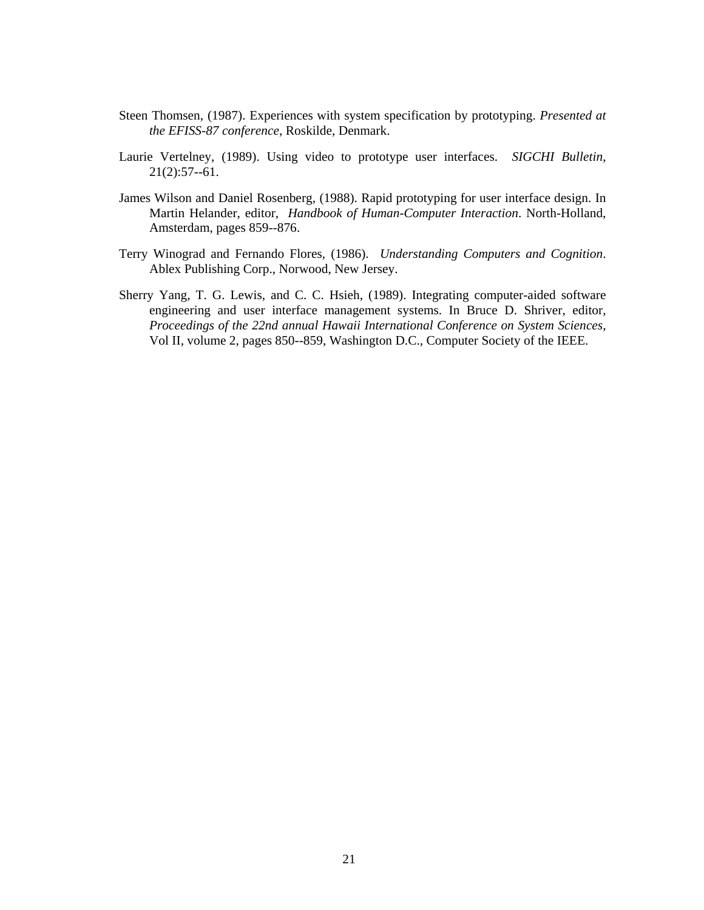Steen Thomsen, (1987). Experiences with system specification by prototyping. *Presented at the EFISS-87 conference*, Roskilde, Denmark.

Laurie Vertelney, (1989). Using video to prototype user interfaces. *SIGCHI Bulletin*, 21(2):57--61.

James Wilson and Daniel Rosenberg, (1988). Rapid prototyping for user interface design. In Martin Helander, editor, *Handbook of Human-Computer Interaction*. North-Holland, Amsterdam, pages 859--876.

Terry Winograd and Fernando Flores, (1986). *Understanding Computers and Cognition*. Ablex Publishing Corp., Norwood, New Jersey.

Sherry Yang, T. G. Lewis, and C. C. Hsieh, (1989). Integrating computer-aided software engineering and user interface management systems. In Bruce D. Shriver, editor, *Proceedings of the 22nd annual Hawaii International Conference on System Sciences*, Vol II, volume 2, pages 850--859, Washington D.C., Computer Society of the IEEE.